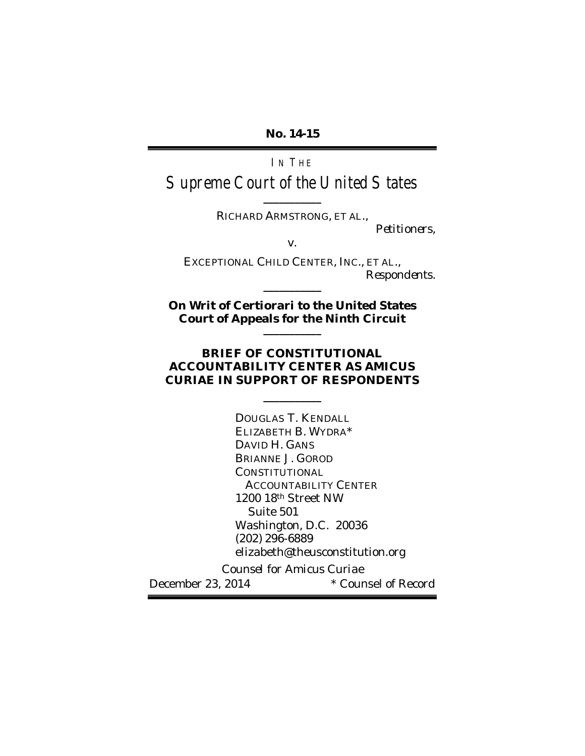**No. 14-15**

---

IN THE

# Supreme Court of the United States

---

RICHARD ARMSTRONG, ET AL.,

*Petitioners,*

v.

EXCEPTIONAL CHILD CENTER, INC., ET AL.,

*Respondents.*

---

**On Writ of Certiorari to the United States Court of Appeals for the Ninth Circuit**

---

**BRIEF OF CONSTITUTIONAL ACCOUNTABILITY CENTER AS AMICUS CURIAE IN SUPPORT OF RESPONDENTS**

---

DOUGLAS T. KENDALL
ELIZABETH B. WYDRA*
DAVID H. GANS
BRIANNE J. GOROD
CONSTITUTIONAL ACCOUNTABILITY CENTER
1200 18th Street NW
Suite 501
Washington, D.C. 20036
(202) 296-6889
elizabeth@theusconstitution.org

*Counsel for Amicus Curiae*

December 23, 2014 * Counsel of Record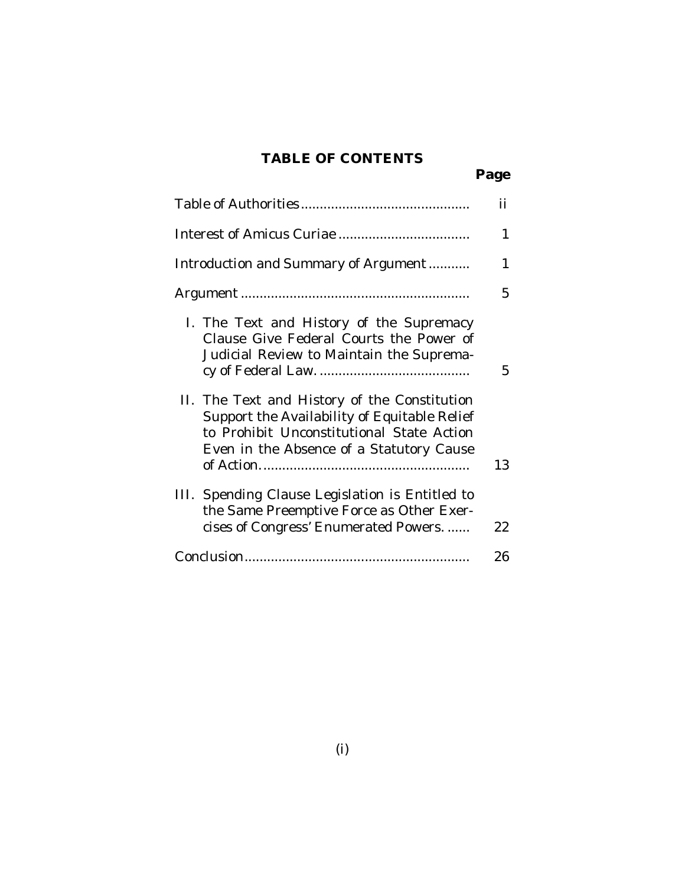# TABLE OF CONTENTS

| | Page |
|---|---|
| Table of Authorities | ii |
| Interest of Amicus Curiae | 1 |
| Introduction and Summary of Argument | 1 |
| Argument | 5 |
| I. The Text and History of the Supremacy Clause Give Federal Courts the Power of Judicial Review to Maintain the Supremacy of Federal Law. | 5 |
| II. The Text and History of the Constitution Support the Availability of Equitable Relief to Prohibit Unconstitutional State Action Even in the Absence of a Statutory Cause of Action. | 13 |
| III. Spending Clause Legislation is Entitled to the Same Preemptive Force as Other Exercises of Congress' Enumerated Powers. | 22 |
| Conclusion | 26 |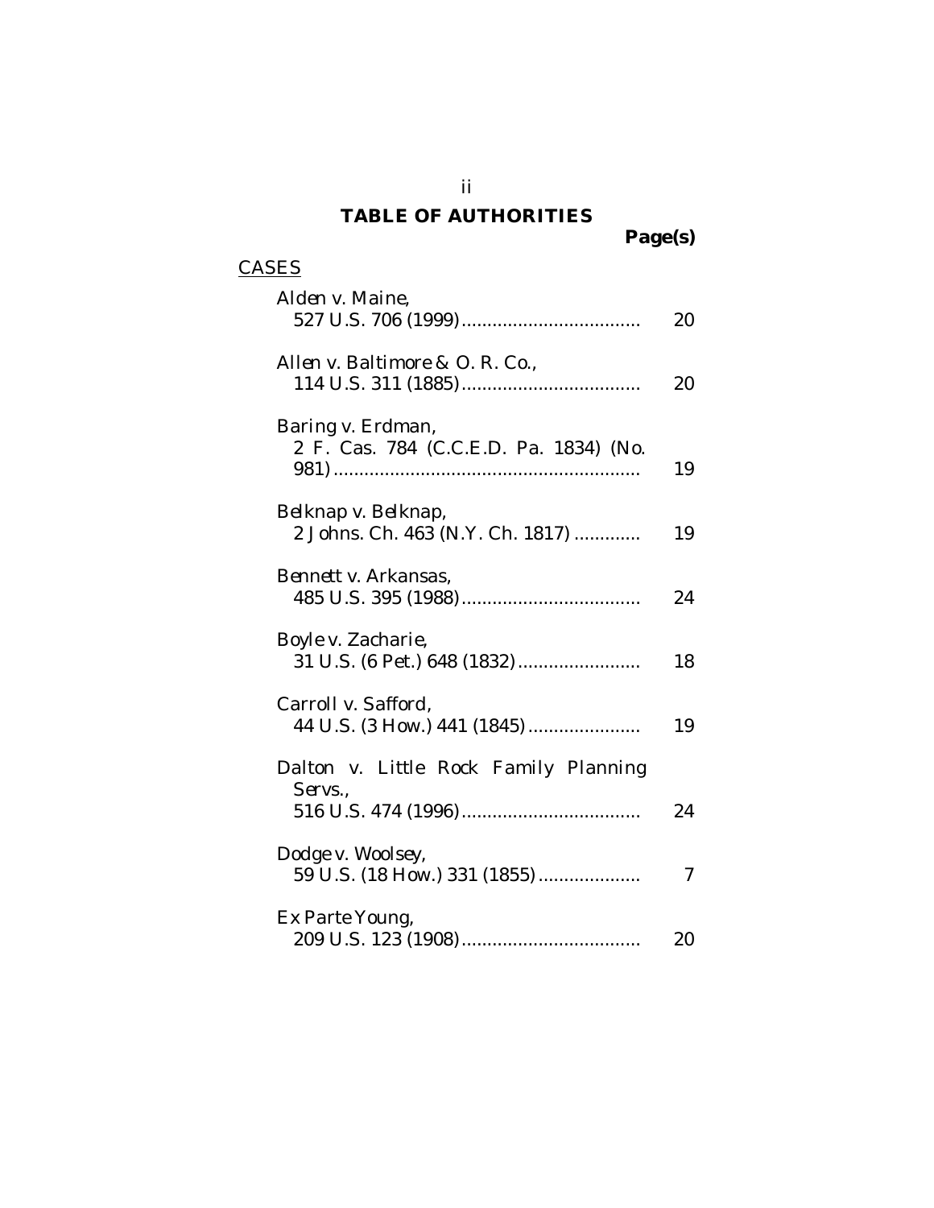# TABLE OF AUTHORITIES

| | Page(s) |
|---|---|
| CASES | |
| *Alden v. Maine*, 527 U.S. 706 (1999) | 20 |
| *Allen v. Baltimore & O. R. Co.*, 114 U.S. 311 (1885) | 20 |
| *Baring v. Erdman*, 2 F. Cas. 784 (C.C.E.D. Pa. 1834) (No. 981) | 19 |
| *Belknap v. Belknap*, 2 Johns. Ch. 463 (N.Y. Ch. 1817) | 19 |
| *Bennett v. Arkansas*, 485 U.S. 395 (1988) | 24 |
| *Boyle v. Zacharie*, 31 U.S. (6 Pet.) 648 (1832) | 18 |
| *Carroll v. Safford*, 44 U.S. (3 How.) 441 (1845) | 19 |
| *Dalton v. Little Rock Family Planning Servs.*, 516 U.S. 474 (1996) | 24 |
| *Dodge v. Woolsey*, 59 U.S. (18 How.) 331 (1855) | 7 |
| *Ex Parte Young*, 209 U.S. 123 (1908) | 20 |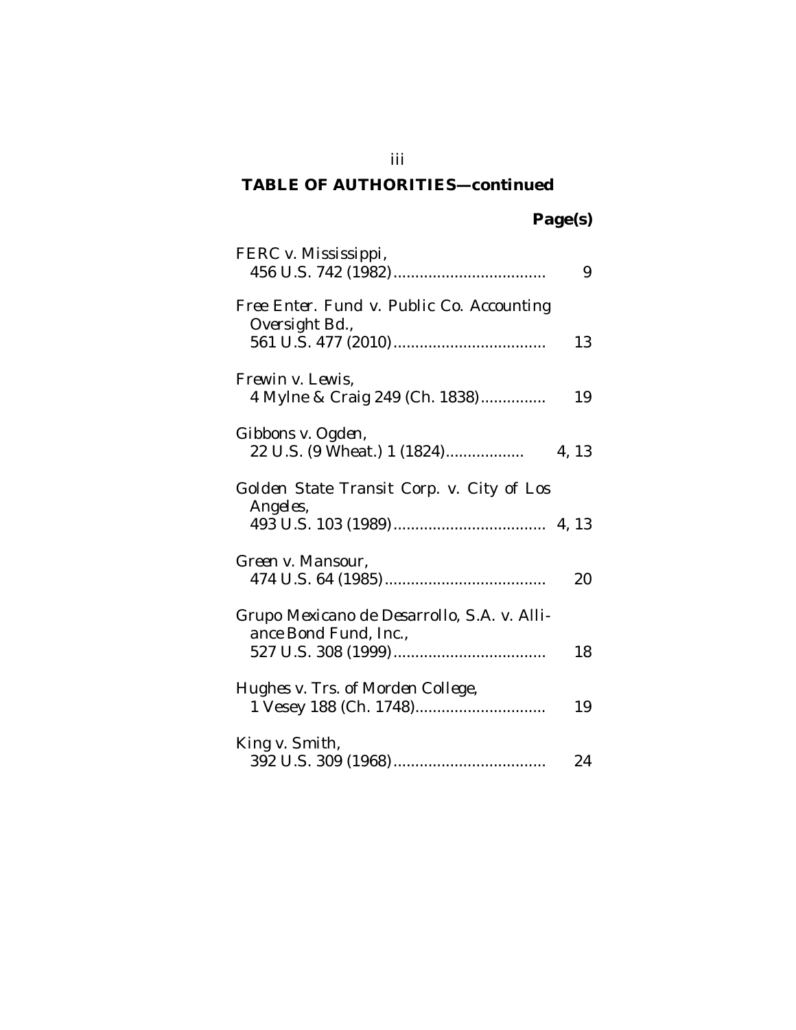## TABLE OF AUTHORITIES—continued

**Page(s)**

*FERC v. Mississippi*,
456 U.S. 742 (1982) .................................. 9

*Free Enter. Fund v. Public Co. Accounting Oversight Bd.*,
561 U.S. 477 (2010) .................................. 13

*Frewin v. Lewis*,
4 Mylne & Craig 249 (Ch. 1838) ............... 19

*Gibbons v. Ogden*,
22 U.S. (9 Wheat.) 1 (1824) .................. 4, 13

*Golden State Transit Corp. v. City of Los Angeles*,
493 U.S. 103 (1989) .................................. 4, 13

*Green v. Mansour*,
474 U.S. 64 (1985) .................................... 20

*Grupo Mexicano de Desarrollo, S.A. v. Alliance Bond Fund, Inc.*,
527 U.S. 308 (1999) .................................. 18

*Hughes v. Trs. of Morden College*,
1 Vesey 188 (Ch. 1748) ............................. 19

*King v. Smith*,
392 U.S. 309 (1968) .................................. 24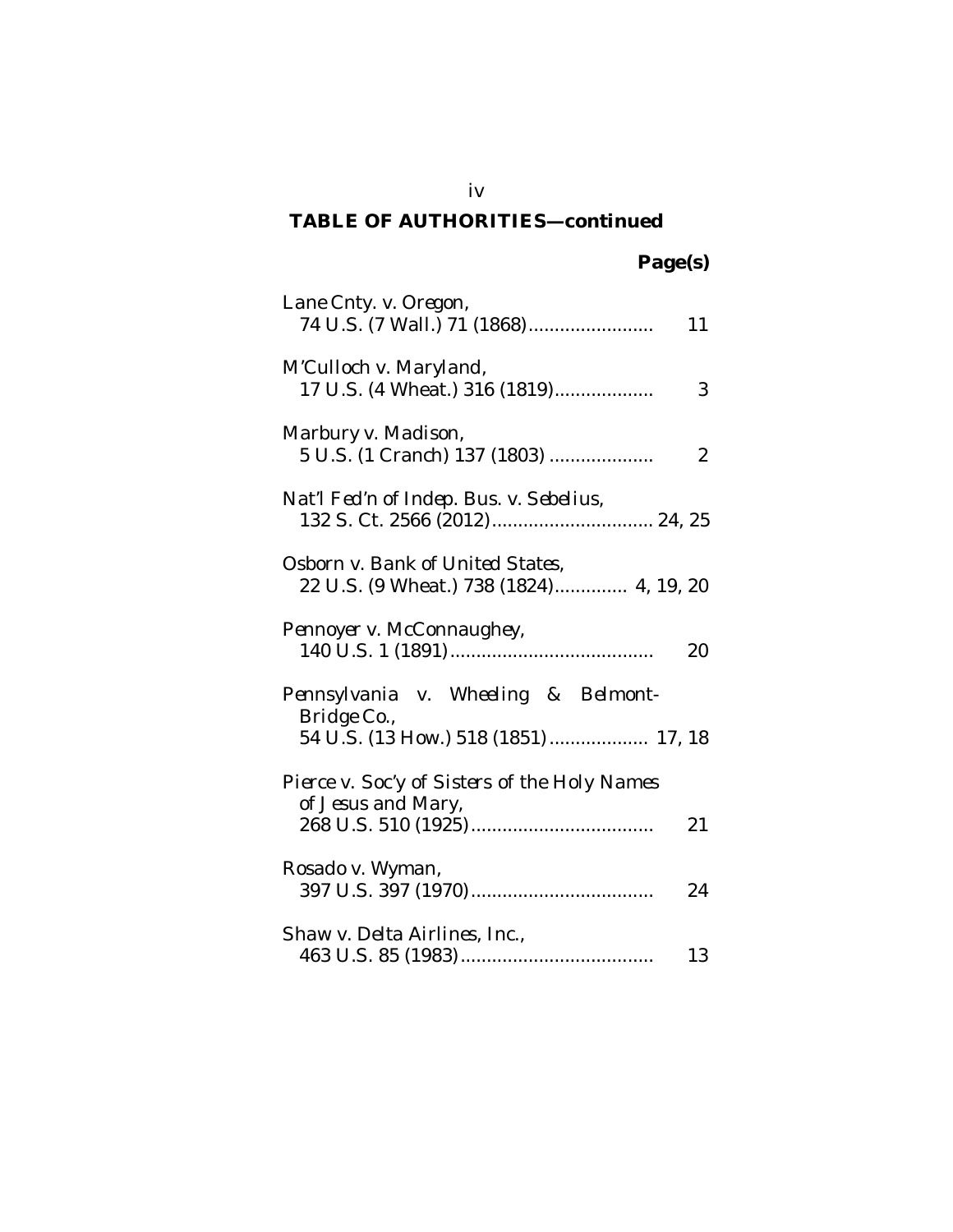## TABLE OF AUTHORITIES—continued

**Page(s)**

*Lane Cnty.* v. *Oregon*,
74 U.S. (7 Wall.) 71 (1868)........................ 11

*M'Culloch* v. *Maryland*,
17 U.S. (4 Wheat.) 316 (1819).................. 3

*Marbury* v. *Madison*,
5 U.S. (1 Cranch) 137 (1803) .................... 2

*Nat'l Fed'n of Indep. Bus.* v. *Sebelius*,
132 S. Ct. 2566 (2012)............................... 24, 25

*Osborn* v. *Bank of United States*,
22 U.S. (9 Wheat.) 738 (1824)............. 4, 19, 20

*Pennoyer* v. *McConnaughey*,
140 U.S. 1 (1891)....................................... 20

*Pennsylvania* v. *Wheeling & Belmont-Bridge Co.*,
54 U.S. (13 How.) 518 (1851).................. 17, 18

*Pierce* v. *Soc'y of Sisters of the Holy Names of Jesus and Mary*,
268 U.S. 510 (1925)................................... 21

*Rosado* v. *Wyman*,
397 U.S. 397 (1970)................................... 24

*Shaw* v. *Delta Airlines, Inc.*,
463 U.S. 85 (1983)..................................... 13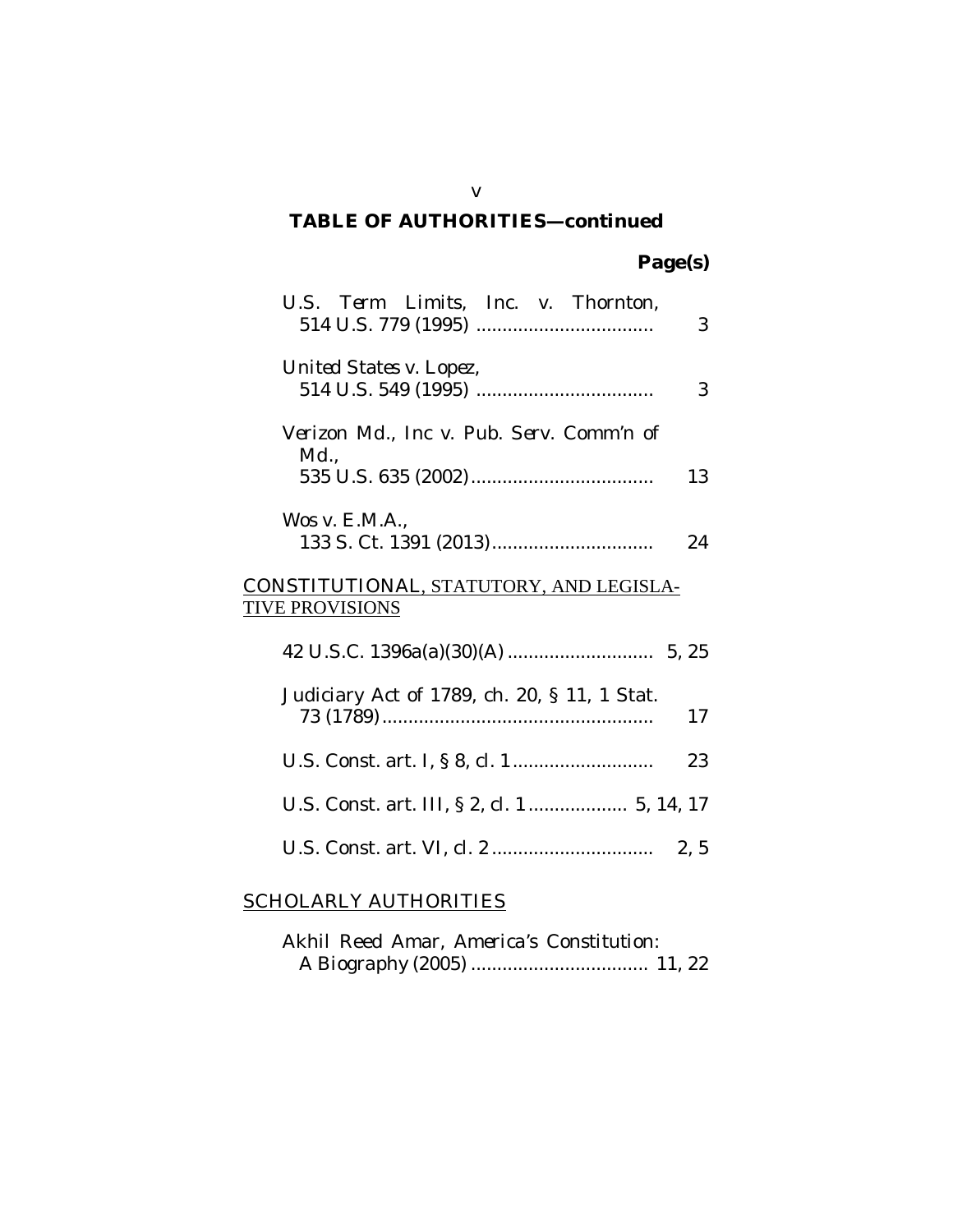**TABLE OF AUTHORITIES—continued**

**Page(s)**

*U.S. Term Limits, Inc. v. Thornton*, 514 U.S. 779 (1995) .................................. 3

*United States v. Lopez*, 514 U.S. 549 (1995) .................................. 3

*Verizon Md., Inc v. Pub. Serv. Comm'n of Md.*, 535 U.S. 635 (2002) .................................. 13

*Wos v. E.M.A.*, 133 S. Ct. 1391 (2013) .................................. 24

CONSTITUTIONAL, STATUTORY, AND LEGISLATIVE PROVISIONS

42 U.S.C. 1396a(a)(30)(A) ............................ 5, 25

Judiciary Act of 1789, ch. 20, § 11, 1 Stat. 73 (1789) .................................................... 17

U.S. Const. art. I, § 8, cl. 1 ........................... 23

U.S. Const. art. III, § 2, cl. 1 .................. 5, 14, 17

U.S. Const. art. VI, cl. 2 ............................... 2, 5

SCHOLARLY AUTHORITIES

Akhil Reed Amar, *America's Constitution: A Biography* (2005) .................................. 11, 22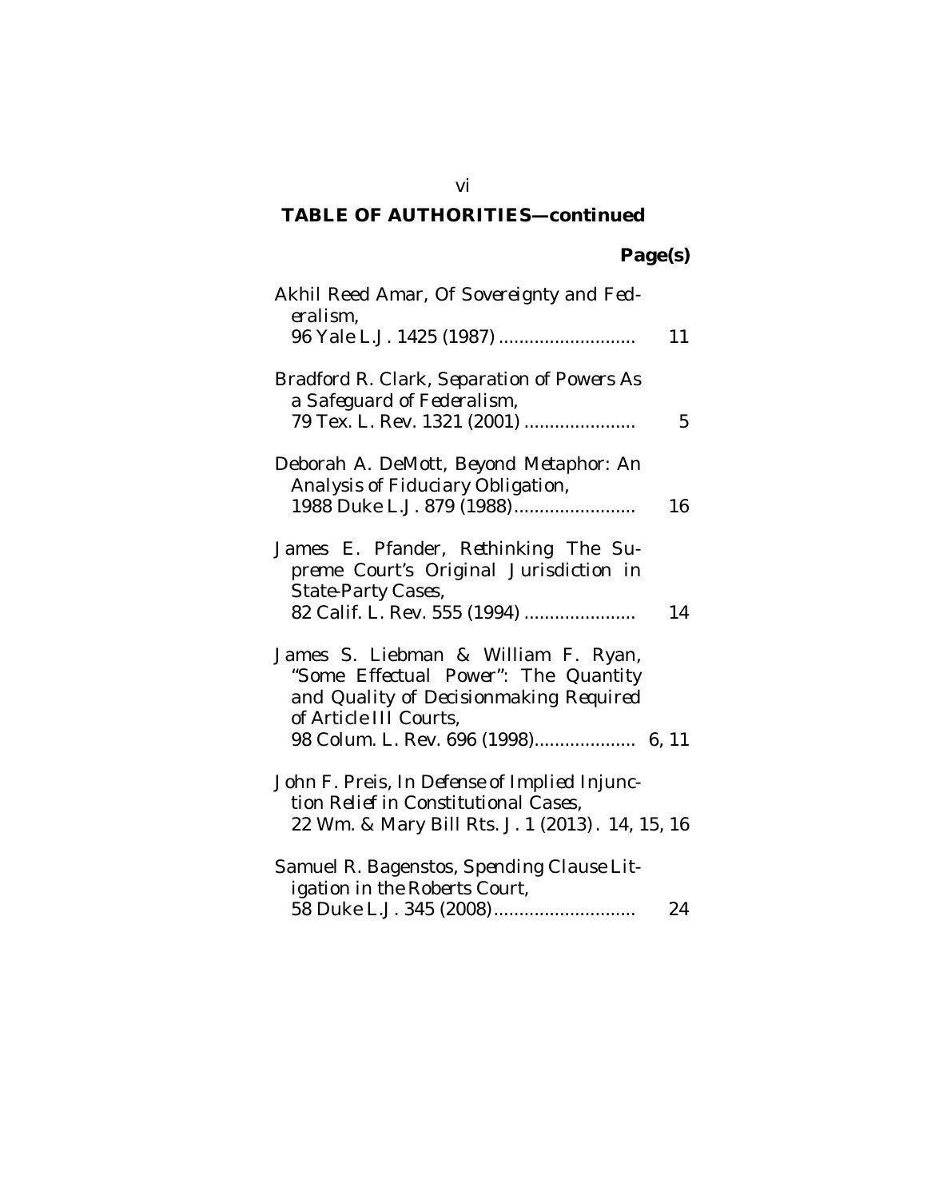## TABLE OF AUTHORITIES—continued

| | Page(s) |
|---|---|
| Akhil Reed Amar, *Of Sovereignty and Federalism*, 96 Yale L.J. 1425 (1987) | 11 |
| Bradford R. Clark, *Separation of Powers As a Safeguard of Federalism*, 79 Tex. L. Rev. 1321 (2001) | 5 |
| Deborah A. DeMott, *Beyond Metaphor: An Analysis of Fiduciary Obligation*, 1988 Duke L.J. 879 (1988) | 16 |
| James E. Pfander, *Rethinking The Supreme Court's Original Jurisdiction in State-Party Cases*, 82 Calif. L. Rev. 555 (1994) | 14 |
| James S. Liebman & William F. Ryan, *"Some Effectual Power": The Quantity and Quality of Decisionmaking Required of Article III Courts*, 98 Colum. L. Rev. 696 (1998) | 6, 11 |
| John F. Preis, *In Defense of Implied Injunction Relief in Constitutional Cases*, 22 Wm. & Mary Bill Rts. J. 1 (2013) | 14, 15, 16 |
| Samuel R. Bagenstos, *Spending Clause Litigation in the Roberts Court*, 58 Duke L.J. 345 (2008) | 24 |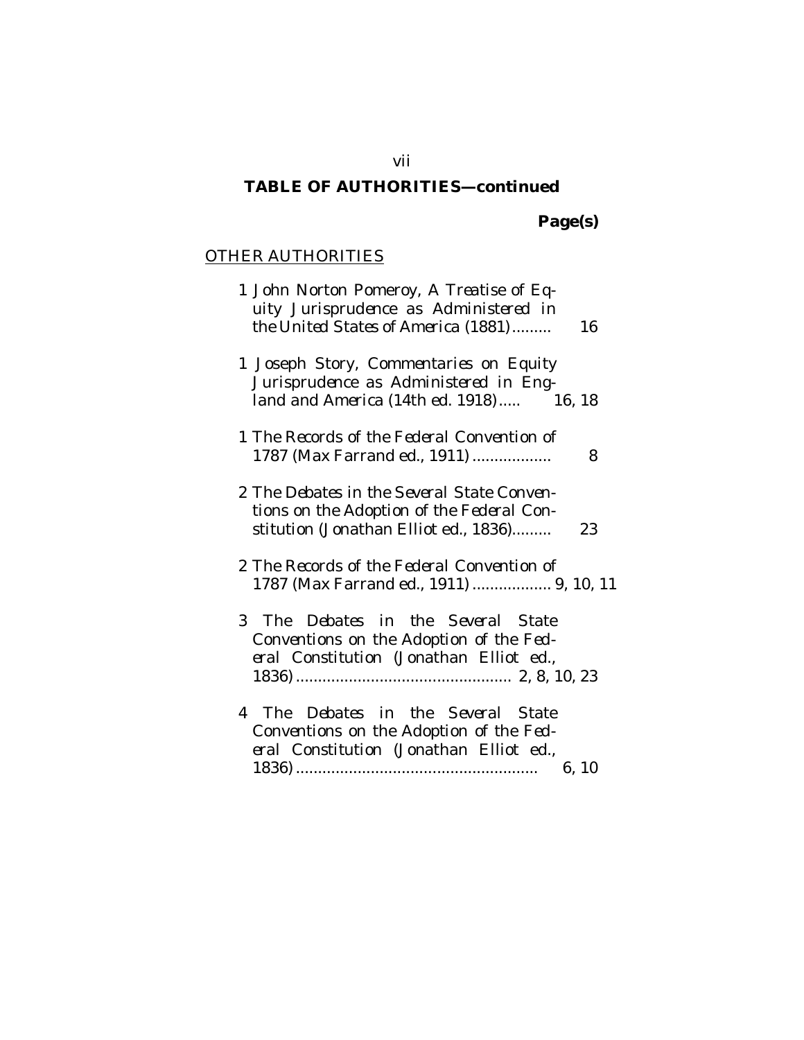## TABLE OF AUTHORITIES—continued

**Page(s)**

OTHER AUTHORITIES

1 John Norton Pomeroy, *A Treatise of Equity Jurisprudence as Administered in the United States of America* (1881) ......... 16

1 Joseph Story, *Commentaries on Equity Jurisprudence as Administered in England and America* (14th ed. 1918) ..... 16, 18

1 *The Records of the Federal Convention of 1787* (Max Farrand ed., 1911) .................. 8

2 *The Debates in the Several State Conventions on the Adoption of the Federal Constitution* (Jonathan Elliot ed., 1836) ......... 23

2 *The Records of the Federal Convention of 1787* (Max Farrand ed., 1911) .................. 9, 10, 11

3 *The Debates in the Several State Conventions on the Adoption of the Federal Constitution* (Jonathan Elliot ed., 1836) ................................................ 2, 8, 10, 23

4 *The Debates in the Several State Conventions on the Adoption of the Federal Constitution* (Jonathan Elliot ed., 1836) ....................................................... 6, 10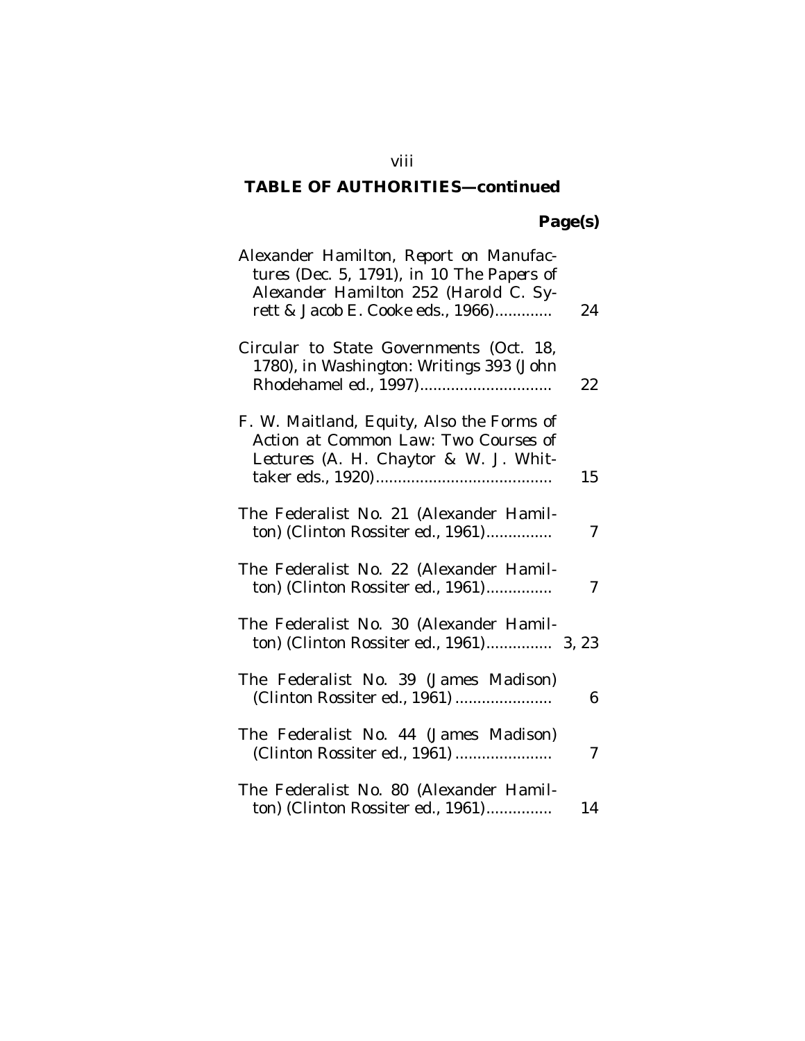**TABLE OF AUTHORITIES—continued**

| | Page(s) |
|---|---|
| Alexander Hamilton, *Report on Manufactures* (Dec. 5, 1791), *in* 10 *The Papers of Alexander Hamilton* 252 (Harold C. Syrett & Jacob E. Cooke eds., 1966) | 24 |
| Circular to State Governments (Oct. 18, 1780), *in Washington: Writings* 393 (John Rhodehamel ed., 1997) | 22 |
| F. W. Maitland, *Equity, Also the Forms of Action at Common Law: Two Courses of Lectures* (A. H. Chaytor & W. J. Whittaker eds., 1920) | 15 |
| The Federalist No. 21 (Alexander Hamilton) (Clinton Rossiter ed., 1961) | 7 |
| The Federalist No. 22 (Alexander Hamilton) (Clinton Rossiter ed., 1961) | 7 |
| The Federalist No. 30 (Alexander Hamilton) (Clinton Rossiter ed., 1961) | 3, 23 |
| The Federalist No. 39 (James Madison) (Clinton Rossiter ed., 1961) | 6 |
| The Federalist No. 44 (James Madison) (Clinton Rossiter ed., 1961) | 7 |
| The Federalist No. 80 (Alexander Hamilton) (Clinton Rossiter ed., 1961) | 14 |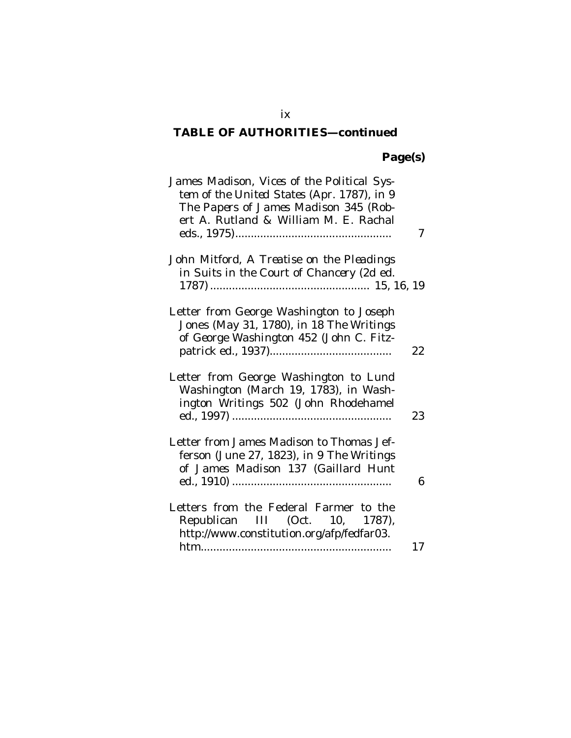**TABLE OF AUTHORITIES—continued**

**Page(s)**

James Madison, *Vices of the Political System of the United States* (Apr. 1787), *in* 9 The Papers of James Madison 345 (Robert A. Rutland & William M. E. Rachal eds., 1975) .......... 7

John Mitford, *A Treatise on the Pleadings in Suits in the Court of Chancery* (2d ed. 1787) .......... 15, 16, 19

Letter from George Washington to Joseph Jones (May 31, 1780), *in* 18 The Writings of George Washington 452 (John C. Fitzpatrick ed., 1937) .......... 22

Letter from George Washington to Lund Washington (March 19, 1783), *in* Washington Writings 502 (John Rhodehamel ed., 1997) .......... 23

Letter from James Madison to Thomas Jefferson (June 27, 1823), *in* 9 The Writings of James Madison 137 (Gaillard Hunt ed., 1910) .......... 6

Letters from the Federal Farmer to the Republican III (Oct. 10, 1787), http://www.constitution.org/afp/fedfar03.htm .......... 17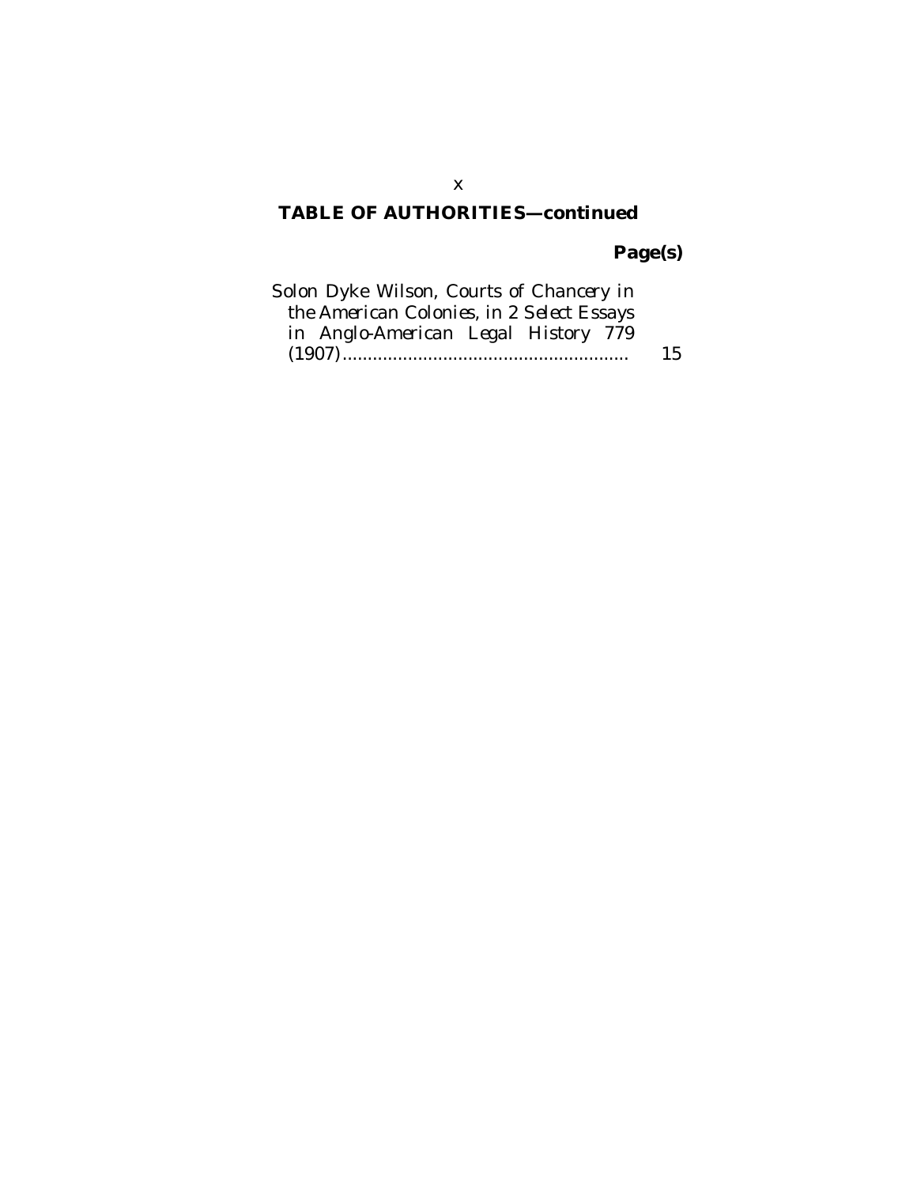**TABLE OF AUTHORITIES—continued**

**Page(s)**

Solon Dyke Wilson, *Courts of Chancery in the American Colonies*, *in* 2 *Select Essays in Anglo-American Legal History* 779 (1907)........................................................ 15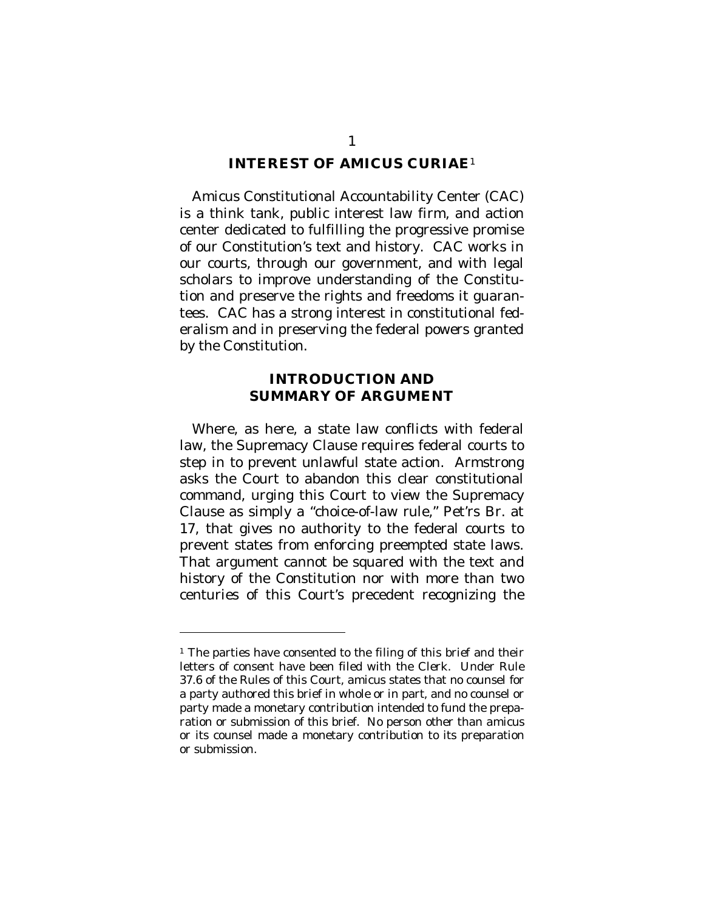## INTEREST OF AMICUS CURIAE[1]

Amicus Constitutional Accountability Center (CAC) is a think tank, public interest law firm, and action center dedicated to fulfilling the progressive promise of our Constitution's text and history. CAC works in our courts, through our government, and with legal scholars to improve understanding of the Constitution and preserve the rights and freedoms it guarantees. CAC has a strong interest in constitutional federalism and in preserving the federal powers granted by the Constitution.

## INTRODUCTION AND SUMMARY OF ARGUMENT

Where, as here, a state law conflicts with federal law, the Supremacy Clause requires federal courts to step in to prevent unlawful state action. Armstrong asks the Court to abandon this clear constitutional command, urging this Court to view the Supremacy Clause as simply a "choice-of-law rule," Pet'rs Br. at 17, that gives no authority to the federal courts to prevent states from enforcing preempted state laws. That argument cannot be squared with the text and history of the Constitution nor with more than two centuries of this Court's precedent recognizing the

---

[1] The parties have consented to the filing of this brief and their letters of consent have been filed with the Clerk. Under Rule 37.6 of the Rules of this Court, amicus states that no counsel for a party authored this brief in whole or in part, and no counsel or party made a monetary contribution intended to fund the preparation or submission of this brief. No person other than amicus or its counsel made a monetary contribution to its preparation or submission.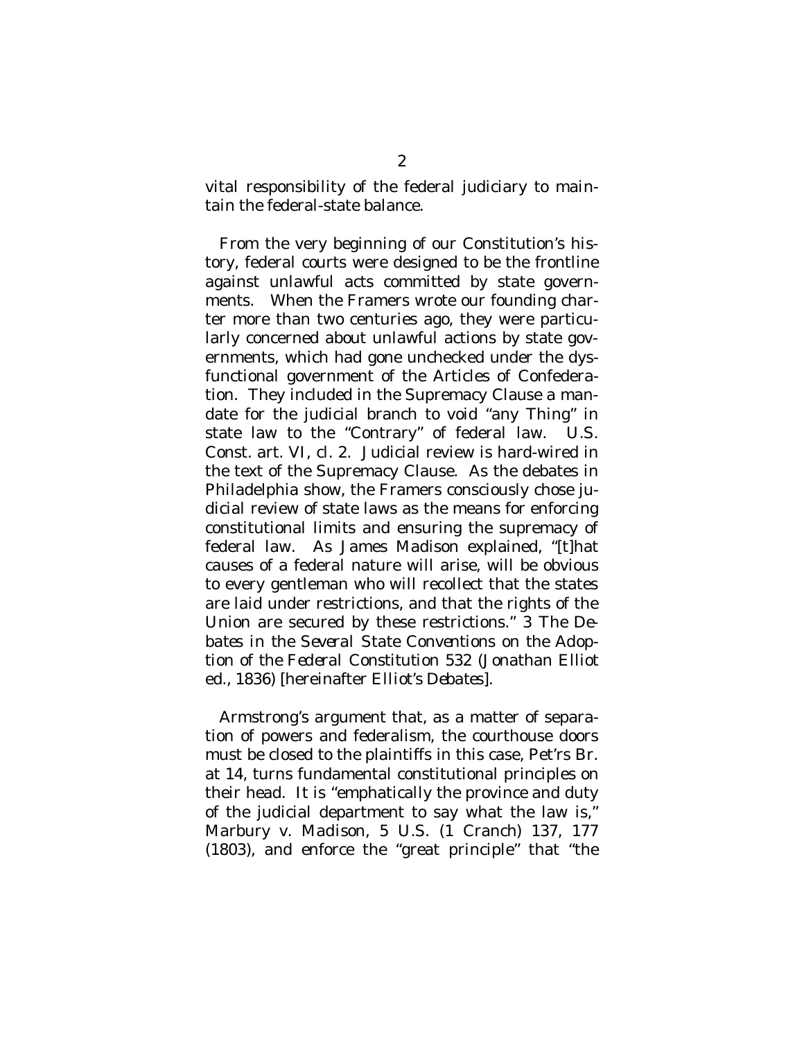vital responsibility of the federal judiciary to maintain the federal-state balance.

From the very beginning of our Constitution's history, federal courts were designed to be the frontline against unlawful acts committed by state governments. When the Framers wrote our founding charter more than two centuries ago, they were particularly concerned about unlawful actions by state governments, which had gone unchecked under the dysfunctional government of the Articles of Confederation. They included in the Supremacy Clause a mandate for the judicial branch to void "any Thing" in state law to the "Contrary" of federal law. U.S. Const. art. VI, cl. 2. Judicial review is hard-wired in the text of the Supremacy Clause. As the debates in Philadelphia show, the Framers consciously chose judicial review of state laws as the means for enforcing constitutional limits and ensuring the supremacy of federal law. As James Madison explained, "[t]hat causes of a federal nature will arise, will be obvious to every gentleman who will recollect that the states are laid under restrictions, and that the rights of the Union are secured by these restrictions." 3 *The Debates in the Several State Conventions on the Adoption of the Federal Constitution* 532 (Jonathan Elliot ed., 1836) [hereinafter *Elliot's Debates*].

Armstrong's argument that, as a matter of separation of powers and federalism, the courthouse doors must be closed to the plaintiffs in this case, Pet'rs Br. at 14, turns fundamental constitutional principles on their head. It is "emphatically the province and duty of the judicial department to say what the law is," *Marbury v. Madison*, 5 U.S. (1 Cranch) 137, 177 (1803), and enforce the "great principle" that "the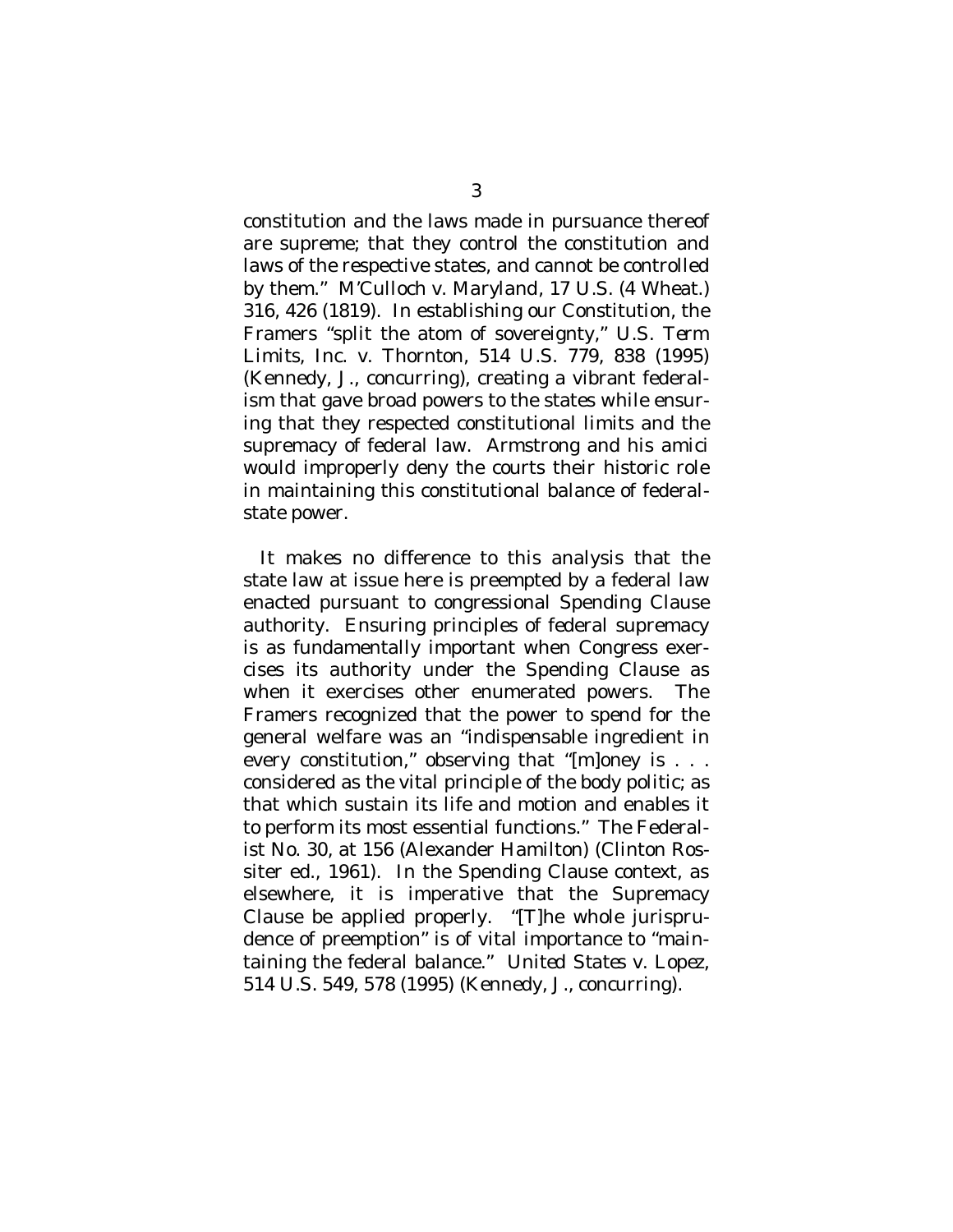constitution and the laws made in pursuance thereof are supreme; that they control the constitution and laws of the respective states, and cannot be controlled by them." *M'Culloch v. Maryland*, 17 U.S. (4 Wheat.) 316, 426 (1819). In establishing our Constitution, the Framers "split the atom of sovereignty," *U.S. Term Limits, Inc. v. Thornton*, 514 U.S. 779, 838 (1995) (Kennedy, J., concurring), creating a vibrant federalism that gave broad powers to the states while ensuring that they respected constitutional limits and the supremacy of federal law. Armstrong and his *amici* would improperly deny the courts their historic role in maintaining this constitutional balance of federal-state power.

It makes no difference to this analysis that the state law at issue here is preempted by a federal law enacted pursuant to congressional Spending Clause authority. Ensuring principles of federal supremacy is as fundamentally important when Congress exercises its authority under the Spending Clause as when it exercises other enumerated powers. The Framers recognized that the power to spend for the general welfare was an "indispensable ingredient in every constitution," observing that "[m]oney is . . . considered as the vital principle of the body politic; as that which sustain its life and motion and enables it to perform its most essential functions." The Federalist No. 30, at 156 (Alexander Hamilton) (Clinton Rossiter ed., 1961). In the Spending Clause context, as elsewhere, it is imperative that the Supremacy Clause be applied properly. "[T]he whole jurisprudence of preemption" is of vital importance to "maintaining the federal balance." *United States v. Lopez*, 514 U.S. 549, 578 (1995) (Kennedy, J., concurring).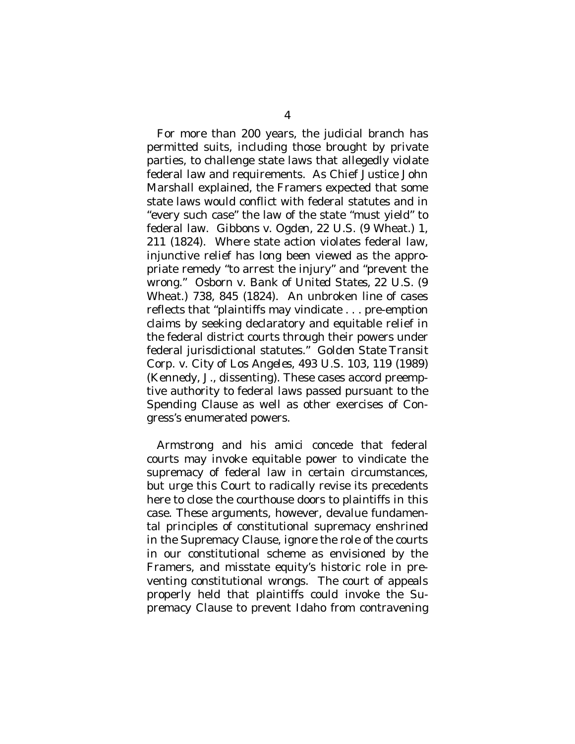For more than 200 years, the judicial branch has permitted suits, including those brought by private parties, to challenge state laws that allegedly violate federal law and requirements. As Chief Justice John Marshall explained, the Framers expected that some state laws would conflict with federal statutes and in "every such case" the law of the state "must yield" to federal law. *Gibbons v. Ogden*, 22 U.S. (9 Wheat.) 1, 211 (1824). Where state action violates federal law, injunctive relief has long been viewed as the appropriate remedy "to arrest the injury" and "prevent the wrong." *Osborn v. Bank of United States*, 22 U.S. (9 Wheat.) 738, 845 (1824). An unbroken line of cases reflects that "plaintiffs may vindicate . . . pre-emption claims by seeking declaratory and equitable relief in the federal district courts through their powers under federal jurisdictional statutes." *Golden State Transit Corp. v. City of Los Angeles*, 493 U.S. 103, 119 (1989) (Kennedy, J., dissenting). These cases accord preemptive authority to federal laws passed pursuant to the Spending Clause as well as other exercises of Congress's enumerated powers.

Armstrong and his *amici* concede that federal courts may invoke equitable power to vindicate the supremacy of federal law in certain circumstances, but urge this Court to radically revise its precedents here to close the courthouse doors to plaintiffs in this case. These arguments, however, devalue fundamental principles of constitutional supremacy enshrined in the Supremacy Clause, ignore the role of the courts in our constitutional scheme as envisioned by the Framers, and misstate equity's historic role in preventing constitutional wrongs. The court of appeals properly held that plaintiffs could invoke the Supremacy Clause to prevent Idaho from contravening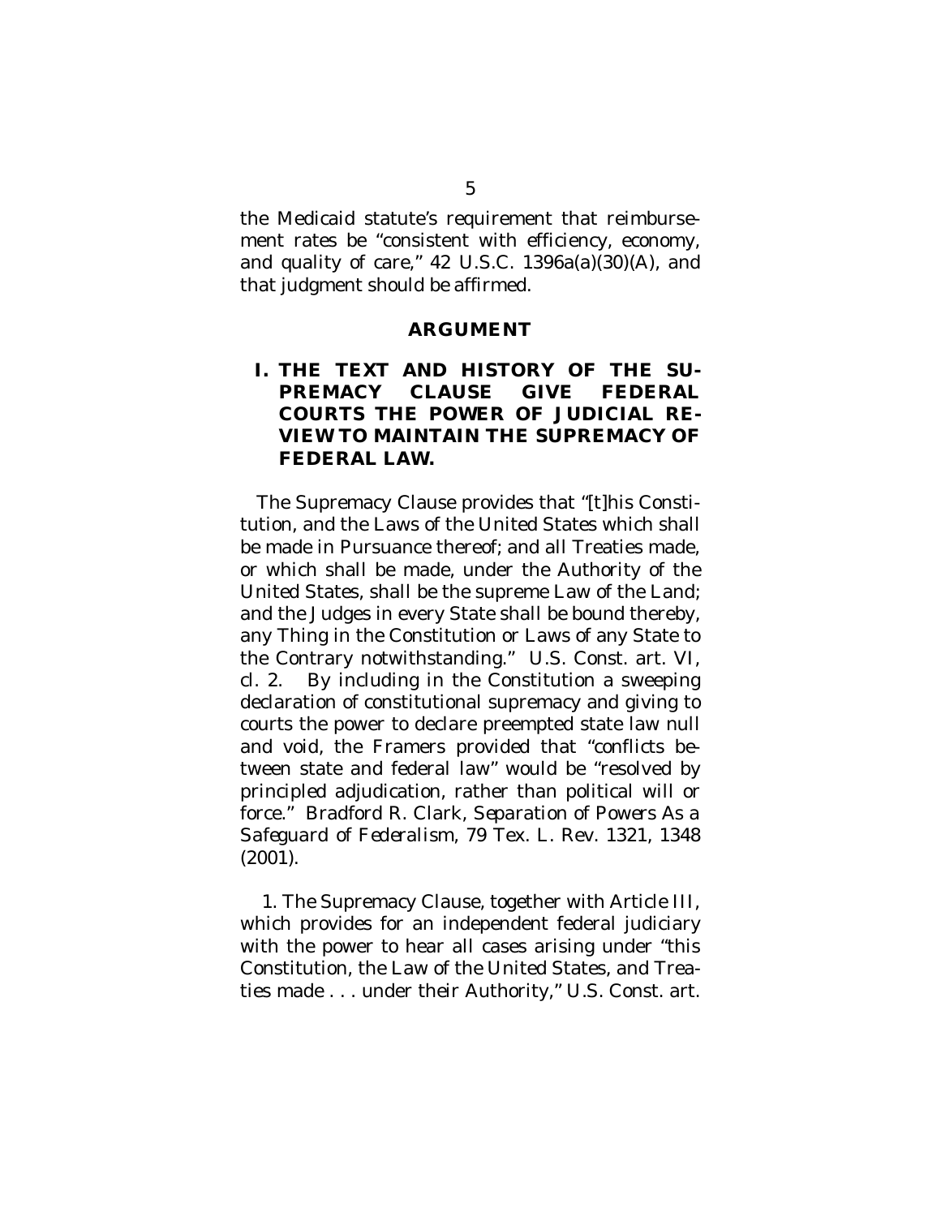the Medicaid statute's requirement that reimbursement rates be "consistent with efficiency, economy, and quality of care," 42 U.S.C. 1396a(a)(30)(A), and that judgment should be affirmed.

## ARGUMENT

### I. THE TEXT AND HISTORY OF THE SUPREMACY CLAUSE GIVE FEDERAL COURTS THE POWER OF JUDICIAL REVIEW TO MAINTAIN THE SUPREMACY OF FEDERAL LAW.

The Supremacy Clause provides that "[t]his Constitution, and the Laws of the United States which shall be made in Pursuance thereof; and all Treaties made, or which shall be made, under the Authority of the United States, shall be the supreme Law of the Land; and the Judges in every State shall be bound thereby, any Thing in the Constitution or Laws of any State to the Contrary notwithstanding." U.S. Const. art. VI, cl. 2. By including in the Constitution a sweeping declaration of constitutional supremacy and giving to courts the power to declare preempted state law null and void, the Framers provided that "conflicts between state and federal law" would be "resolved by principled adjudication, rather than political will or force." Bradford R. Clark, *Separation of Powers As a Safeguard of Federalism*, 79 Tex. L. Rev. 1321, 1348 (2001).

1. The Supremacy Clause, together with Article III, which provides for an independent federal judiciary with the power to hear all cases arising under "this Constitution, the Law of the United States, and Treaties made . . . under their Authority," U.S. Const. art.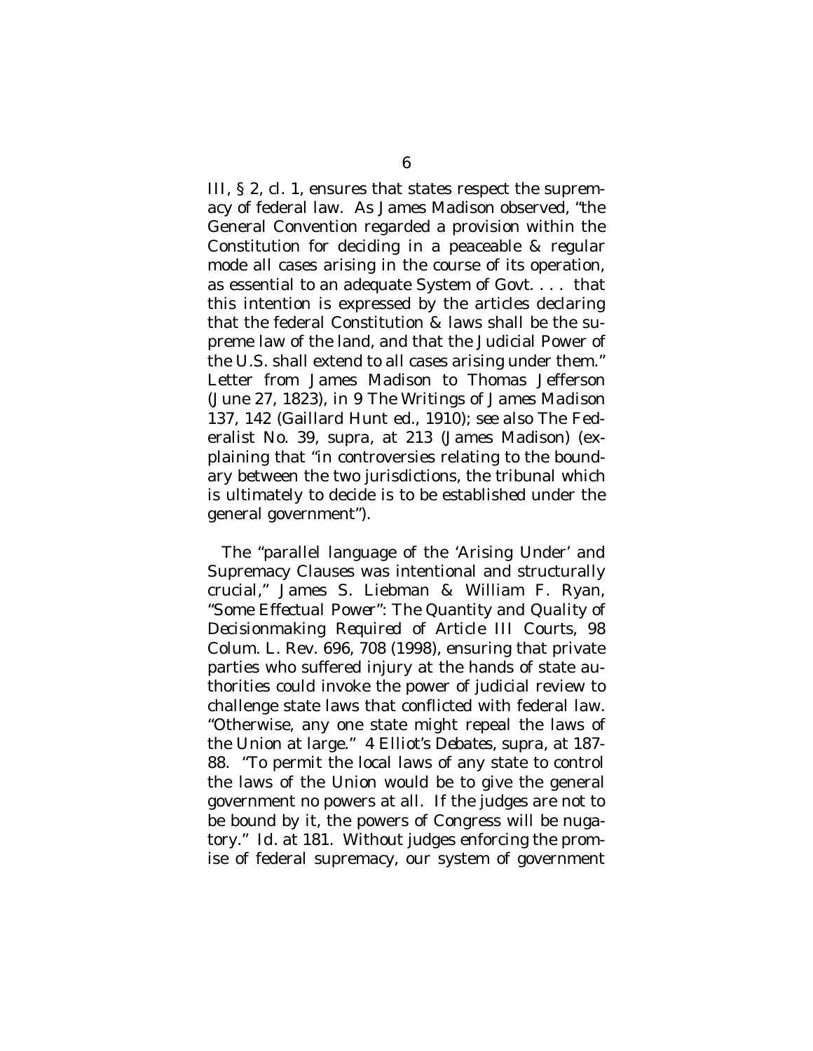III, § 2, cl. 1, ensures that states respect the supremacy of federal law. As James Madison observed, "the General Convention regarded a provision within the Constitution for deciding in a peaceable & regular mode all cases arising in the course of its operation, as essential to an adequate System of Govt. . . . that this intention is expressed by the articles declaring that the federal Constitution & laws shall be the supreme law of the land, and that the Judicial Power of the U.S. shall extend to all cases arising under them." Letter from James Madison to Thomas Jefferson (June 27, 1823), *in* 9 *The Writings of James Madison* 137, 142 (Gaillard Hunt ed., 1910); *see also* The Federalist No. 39, *supra*, at 213 (James Madison) (explaining that "in controversies relating to the boundary between the two jurisdictions, the tribunal which is ultimately to decide is to be established under the general government").

The "parallel language of the 'Arising Under' and Supremacy Clauses was intentional and structurally crucial," James S. Liebman & William F. Ryan, *"Some Effectual Power": The Quantity and Quality of Decisionmaking Required of Article III Courts*, 98 Colum. L. Rev. 696, 708 (1998), ensuring that private parties who suffered injury at the hands of state authorities could invoke the power of judicial review to challenge state laws that conflicted with federal law. "Otherwise, any one state might repeal the laws of the Union at large." 4 *Elliot's Debates*, *supra*, at 187-88. "To permit the local laws of any state to control the laws of the Union would be to give the general government no powers at all. If the judges are not to be bound by it, the powers of Congress will be nugatory." *Id.* at 181. Without judges enforcing the promise of federal supremacy, our system of government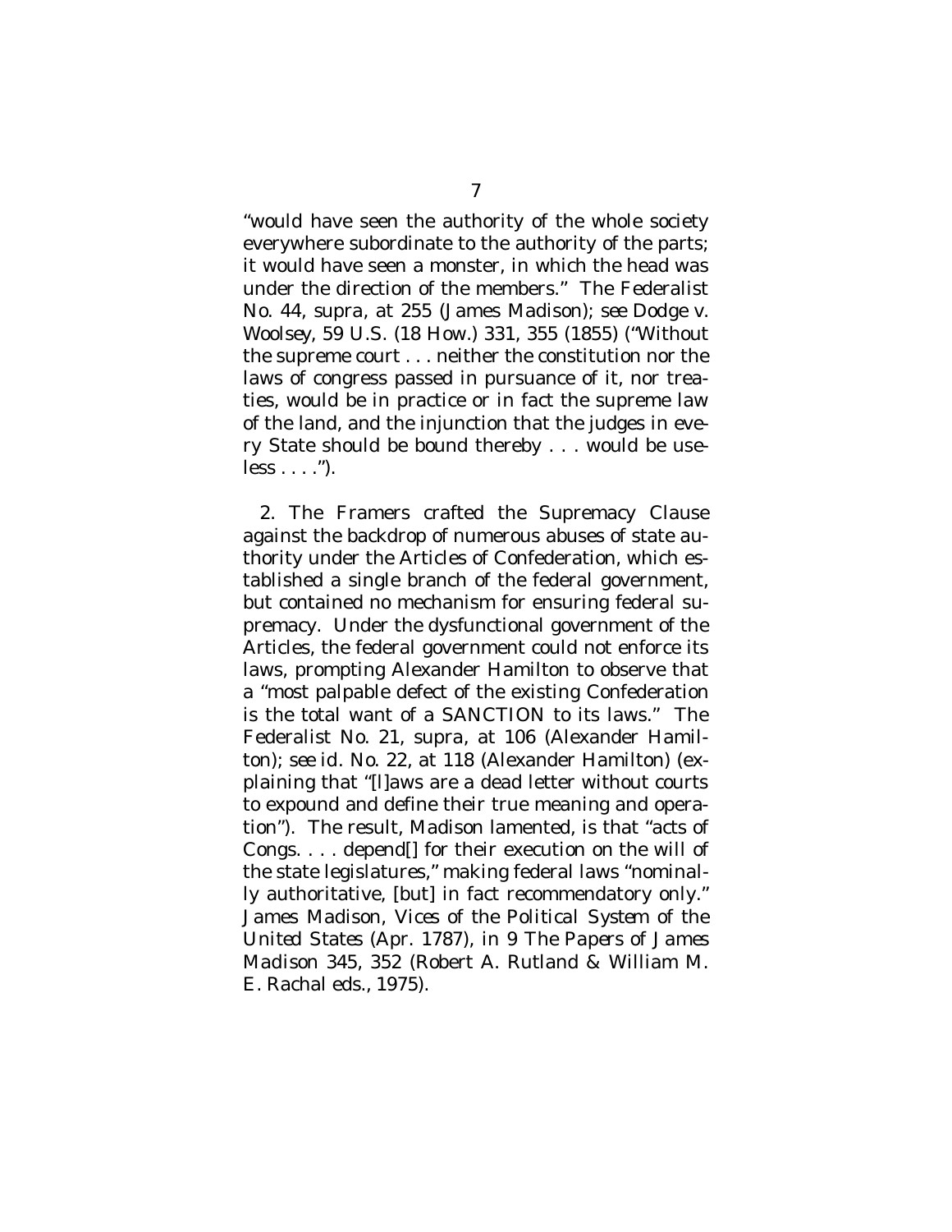"would have seen the authority of the whole society everywhere subordinate to the authority of the parts; it would have seen a monster, in which the head was under the direction of the members." The Federalist No. 44, *supra*, at 255 (James Madison); *see Dodge v. Woolsey*, 59 U.S. (18 How.) 331, 355 (1855) ("Without the supreme court . . . neither the constitution nor the laws of congress passed in pursuance of it, nor treaties, would be in practice or in fact the supreme law of the land, and the injunction that the judges in every State should be bound thereby . . . would be useless . . . .").

2. The Framers crafted the Supremacy Clause against the backdrop of numerous abuses of state authority under the Articles of Confederation, which established a single branch of the federal government, but contained no mechanism for ensuring federal supremacy. Under the dysfunctional government of the Articles, the federal government could not enforce its laws, prompting Alexander Hamilton to observe that a "most palpable defect of the existing Confederation is the total want of a SANCTION to its laws." The Federalist No. 21, *supra*, at 106 (Alexander Hamilton); *see id.* No. 22, at 118 (Alexander Hamilton) (explaining that "[l]aws are a dead letter without courts to expound and define their true meaning and operation"). The result, Madison lamented, is that "acts of Congs. . . . depend[] for their execution on the will of the state legislatures," making federal laws "nominally authoritative, [but] in fact recommendatory only." James Madison, *Vices of the Political System of the United States* (Apr. 1787), *in* 9 *The Papers of James Madison* 345, 352 (Robert A. Rutland & William M. E. Rachal eds., 1975).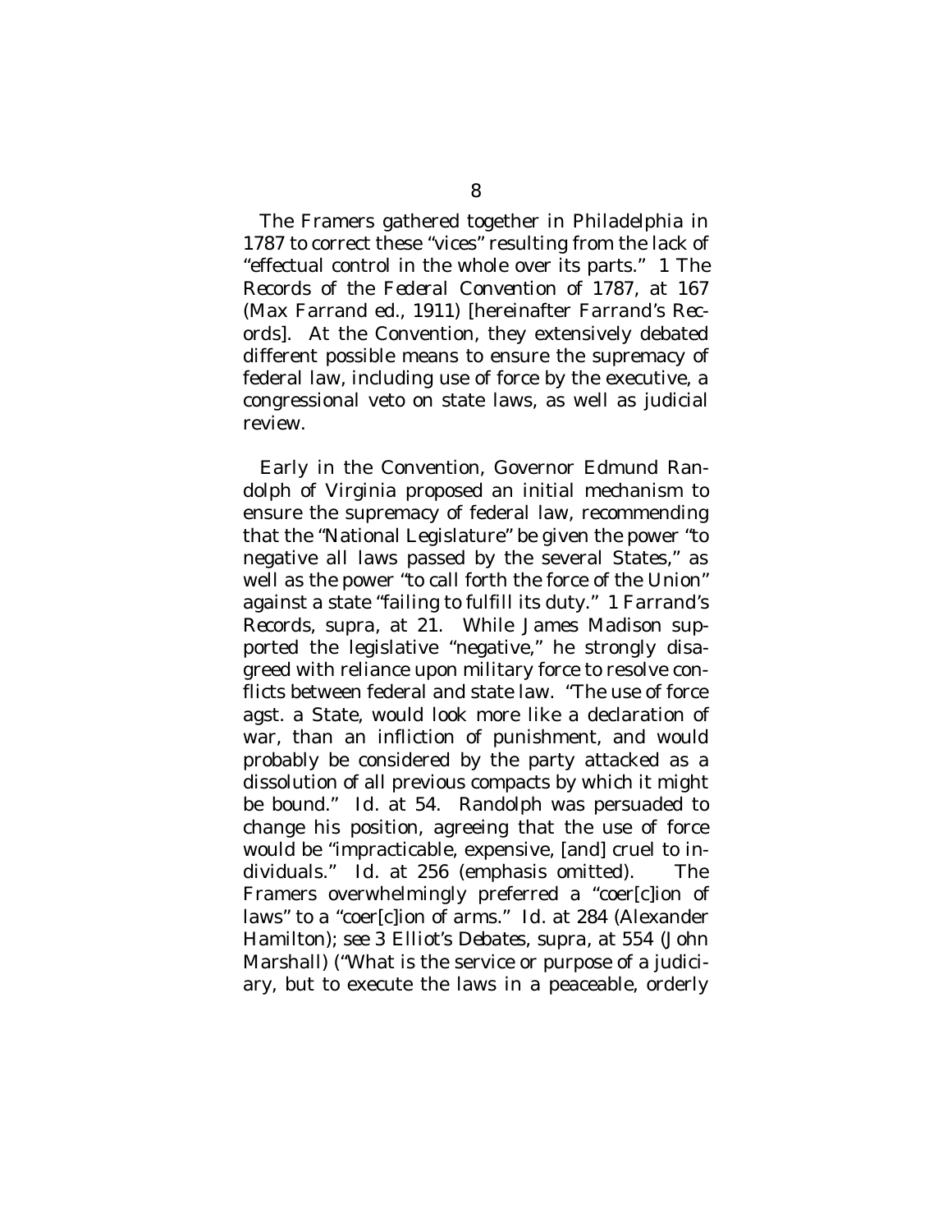The Framers gathered together in Philadelphia in 1787 to correct these "vices" resulting from the lack of "effectual control in the whole over its parts." 1 *The Records of the Federal Convention of 1787*, at 167 (Max Farrand ed., 1911) [hereinafter *Farrand's Records*]. At the Convention, they extensively debated different possible means to ensure the supremacy of federal law, including use of force by the executive, a congressional veto on state laws, as well as judicial review.

Early in the Convention, Governor Edmund Randolph of Virginia proposed an initial mechanism to ensure the supremacy of federal law, recommending that the "National Legislature" be given the power "to negative all laws passed by the several States," as well as the power "to call forth the force of the Union" against a state "failing to fulfill its duty." 1 *Farrand's Records*, *supra*, at 21. While James Madison supported the legislative "negative," he strongly disagreed with reliance upon military force to resolve conflicts between federal and state law. "The use of force agst. a State, would look more like a declaration of war, than an infliction of punishment, and would probably be considered by the party attacked as a dissolution of all previous compacts by which it might be bound." *Id.* at 54. Randolph was persuaded to change his position, agreeing that the use of force would be "impracticable, expensive, [and] cruel to individuals." *Id.* at 256 (emphasis omitted). The Framers overwhelmingly preferred a "coer[c]ion of laws" to a "coer[c]ion of arms." *Id.* at 284 (Alexander Hamilton); *see* 3 *Elliot's Debates*, *supra*, at 554 (John Marshall) ("What is the service or purpose of a judiciary, but to execute the laws in a peaceable, orderly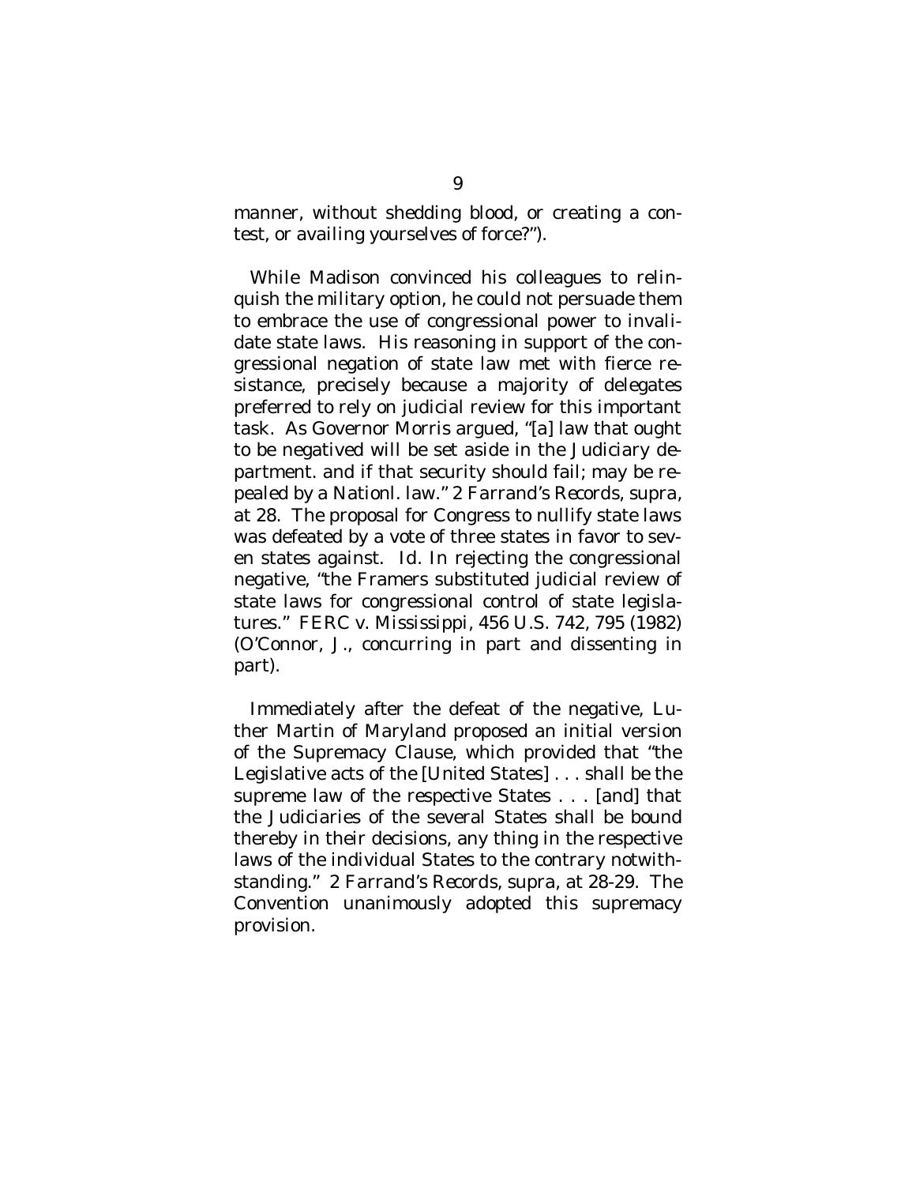manner, without shedding blood, or creating a contest, or availing yourselves of force?").

While Madison convinced his colleagues to relinquish the military option, he could not persuade them to embrace the use of congressional power to invalidate state laws. His reasoning in support of the congressional negation of state law met with fierce resistance, precisely because a majority of delegates preferred to rely on judicial review for this important task. As Governor Morris argued, "[a] law that ought to be negatived will be set aside in the Judiciary department. and if that security should fail; may be repealed by a Nationl. law." 2 *Farrand's Records*, *supra*, at 28. The proposal for Congress to nullify state laws was defeated by a vote of three states in favor to seven states against. *Id.* In rejecting the congressional negative, "the Framers substituted judicial review of state laws for congressional control of state legislatures." *FERC v. Mississippi*, 456 U.S. 742, 795 (1982) (O'Connor, J., concurring in part and dissenting in part).

Immediately after the defeat of the negative, Luther Martin of Maryland proposed an initial version of the Supremacy Clause, which provided that "the Legislative acts of the [United States] . . . shall be the supreme law of the respective States . . . [and] that the Judiciaries of the several States shall be bound thereby in their decisions, any thing in the respective laws of the individual States to the contrary notwithstanding." 2 *Farrand's Records*, *supra*, at 28-29. The Convention unanimously adopted this supremacy provision.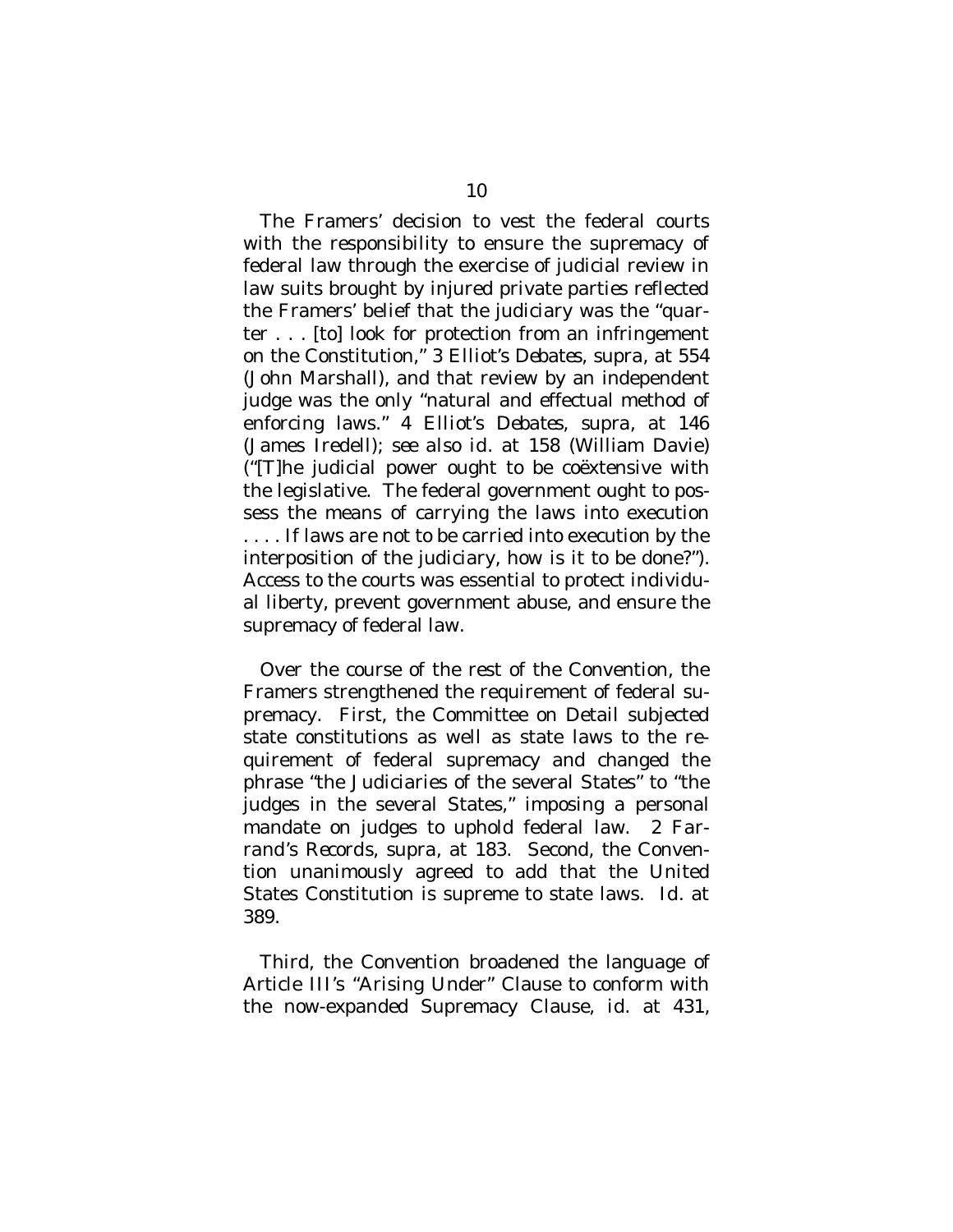The Framers' decision to vest the federal courts with the responsibility to ensure the supremacy of federal law through the exercise of judicial review in law suits brought by injured private parties reflected the Framers' belief that the judiciary was the "quarter . . . [to] look for protection from an infringement on the Constitution," 3 *Elliot's Debates*, *supra*, at 554 (John Marshall), and that review by an independent judge was the only "natural and effectual method of enforcing laws." 4 *Elliot's Debates*, *supra*, at 146 (James Iredell); *see also id.* at 158 (William Davie) ("[T]he judicial power ought to be coëxtensive with the legislative. The federal government ought to possess the means of carrying the laws into execution . . . . If laws are not to be carried into execution by the interposition of the judiciary, how is it to be done?"). Access to the courts was essential to protect individual liberty, prevent government abuse, and ensure the supremacy of federal law.

Over the course of the rest of the Convention, the Framers strengthened the requirement of federal supremacy. First, the Committee on Detail subjected state constitutions as well as state laws to the requirement of federal supremacy and changed the phrase "the Judiciaries of the several States" to "the judges in the several States," imposing a personal mandate on judges to uphold federal law. 2 *Farrand's Records*, *supra*, at 183. Second, the Convention unanimously agreed to add that the United States Constitution is supreme to state laws. *Id.* at 389.

Third, the Convention broadened the language of Article III's "Arising Under" Clause to conform with the now-expanded Supremacy Clause, *id.* at 431,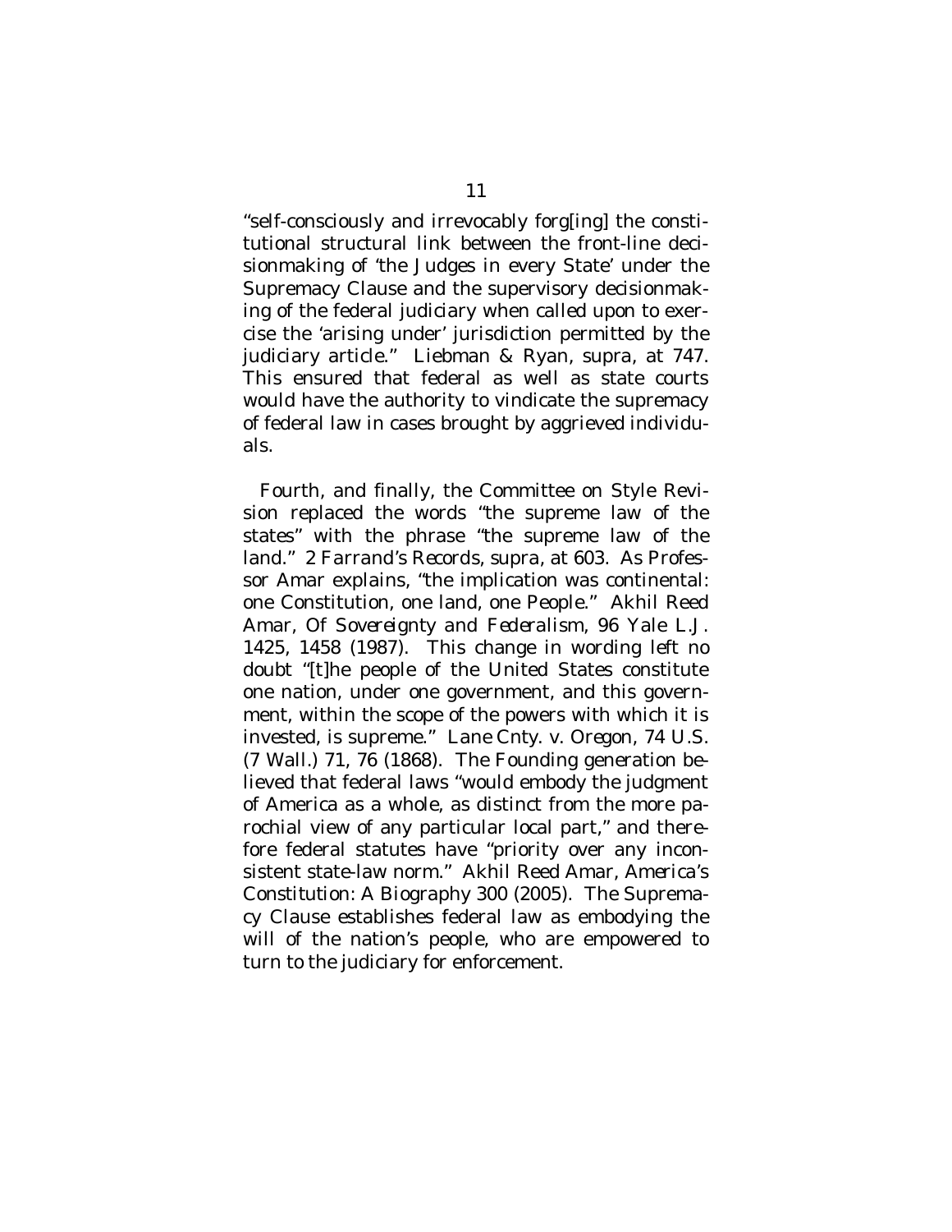"self-consciously and irrevocably forg[ing] the constitutional structural link between the front-line decisionmaking of 'the Judges in every State' under the Supremacy Clause and the supervisory decisionmaking of the federal judiciary when called upon to exercise the 'arising under' jurisdiction permitted by the judiciary article." Liebman & Ryan, *supra*, at 747. This ensured that federal as well as state courts would have the authority to vindicate the supremacy of federal law in cases brought by aggrieved individuals.

Fourth, and finally, the Committee on Style Revision replaced the words "the supreme law of the states" with the phrase "the supreme law of the land." 2 *Farrand's Records*, *supra*, at 603. As Professor Amar explains, "the implication was continental: one Constitution, one land, one *People*." Akhil Reed Amar, *Of Sovereignty and Federalism*, 96 Yale L.J. 1425, 1458 (1987). This change in wording left no doubt "[t]he people of the United States constitute one nation, under one government, and this government, within the scope of the powers with which it is invested, is supreme." *Lane Cnty. v. Oregon*, 74 U.S. (7 Wall.) 71, 76 (1868). The Founding generation believed that federal laws "would embody the judgment of America as a whole, as distinct from the more parochial view of any particular local part," and therefore federal statutes have "priority over any inconsistent state-law norm." Akhil Reed Amar, *America's Constitution: A Biography* 300 (2005). The Supremacy Clause establishes federal law as embodying the will of the nation's people, who are empowered to turn to the judiciary for enforcement.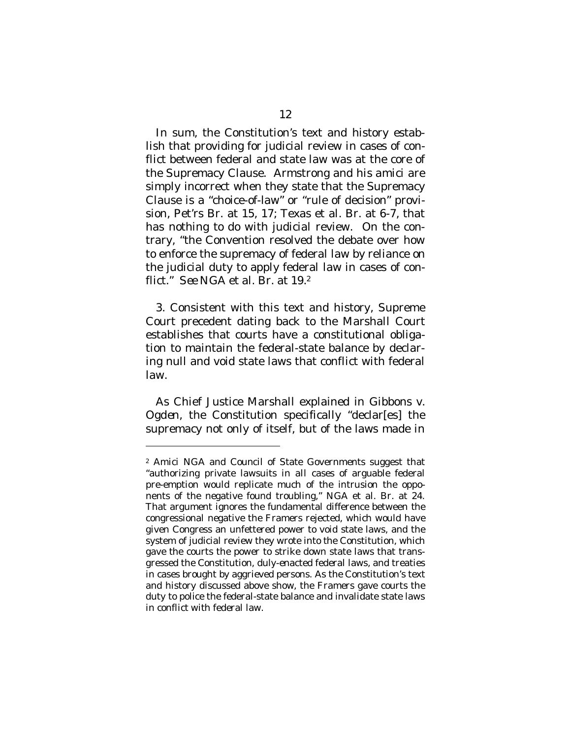In sum, the Constitution's text and history establish that providing for judicial review in cases of conflict between federal and state law was at the core of the Supremacy Clause. Armstrong and his *amici* are simply incorrect when they state that the Supremacy Clause is a "choice-of-law" or "rule of decision" provision, Pet'rs Br. at 15, 17; Texas et al. Br. at 6-7, that has nothing to do with judicial review. On the contrary, "the Convention resolved the debate over how to enforce the supremacy of federal law by reliance on the judicial duty to apply federal law in cases of conflict." *See* NGA et al. Br. at 19.[2]

3. Consistent with this text and history, Supreme Court precedent dating back to the Marshall Court establishes that courts have a constitutional obligation to maintain the federal-state balance by declaring null and void state laws that conflict with federal law.

As Chief Justice Marshall explained in *Gibbons v. Ogden*, the Constitution specifically "declar[es] the supremacy not only of itself, but of the laws made in

---

[2] *Amici* NGA and Council of State Governments suggest that "authorizing private lawsuits in all cases of arguable federal pre-emption would replicate much of the intrusion the opponents of the negative found troubling," NGA et al. Br. at 24. That argument ignores the fundamental difference between the congressional negative the Framers rejected, which would have given Congress an unfettered power to void state laws, and the system of judicial review they wrote into the Constitution, which gave the courts the power to strike down state laws that transgressed the Constitution, duly-enacted federal laws, and treaties in cases brought by aggrieved persons. As the Constitution's text and history discussed above show, the Framers gave courts the duty to police the federal-state balance and invalidate state laws in conflict with federal law.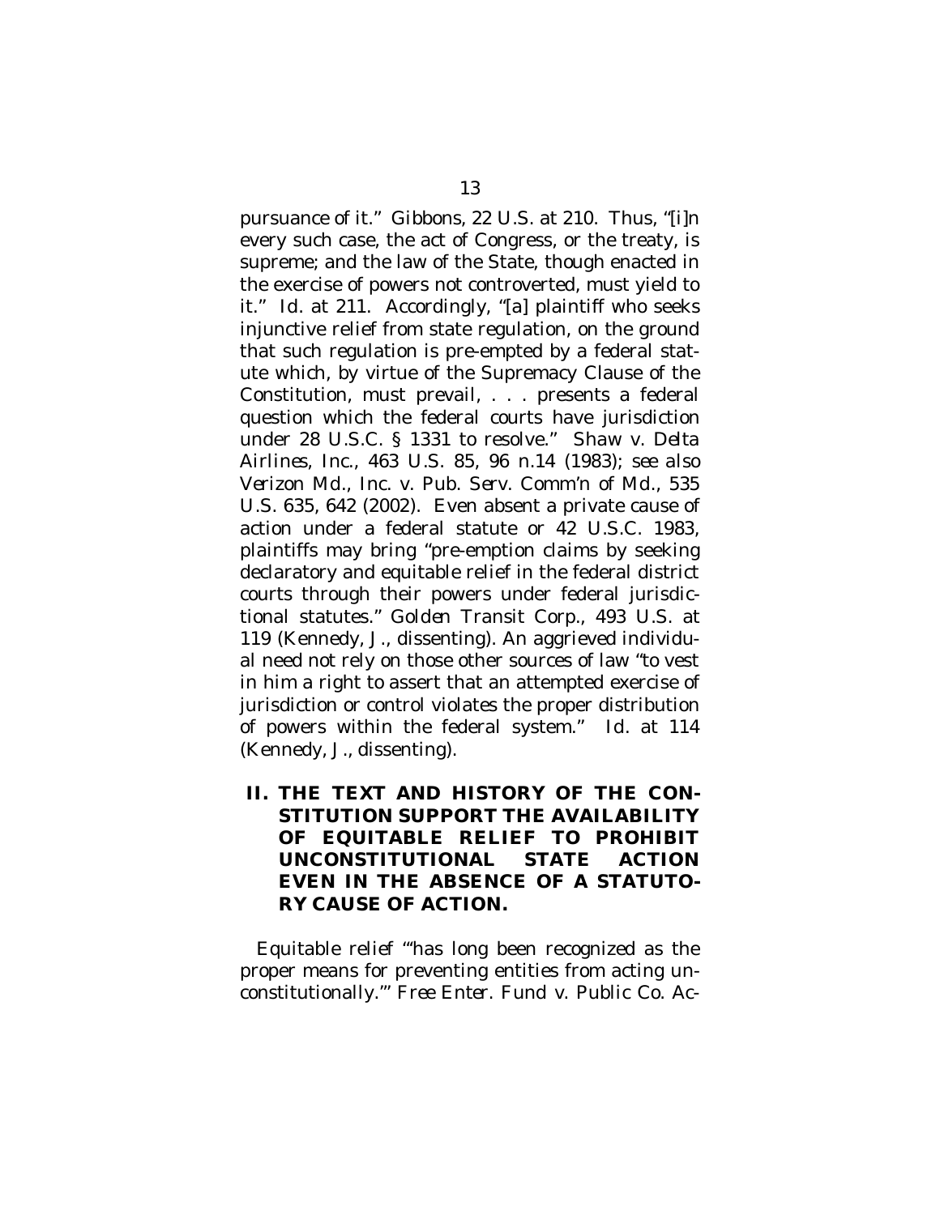pursuance of it." *Gibbons*, 22 U.S. at 210. Thus, "[i]n every such case, the act of Congress, or the treaty, is supreme; and the law of the State, though enacted in the exercise of powers not controverted, must yield to it." *Id.* at 211. Accordingly, "[a] plaintiff who seeks injunctive relief from state regulation, on the ground that such regulation is pre-empted by a federal statute which, by virtue of the Supremacy Clause of the Constitution, must prevail, . . . presents a federal question which the federal courts have jurisdiction under 28 U.S.C. § 1331 to resolve." *Shaw v. Delta Airlines, Inc.*, 463 U.S. 85, 96 n.14 (1983); *see also Verizon Md., Inc. v. Pub. Serv. Comm'n of Md.*, 535 U.S. 635, 642 (2002). Even absent a private cause of action under a federal statute or 42 U.S.C. 1983, plaintiffs may bring "pre-emption claims by seeking declaratory and equitable relief in the federal district courts through their powers under federal jurisdictional statutes." *Golden Transit Corp.*, 493 U.S. at 119 (Kennedy, J., dissenting). An aggrieved individual need not rely on those other sources of law "to vest in him a right to assert that an attempted exercise of jurisdiction or control violates the proper distribution of powers within the federal system." *Id.* at 114 (Kennedy, J., dissenting).

## II. THE TEXT AND HISTORY OF THE CONSTITUTION SUPPORT THE AVAILABILITY OF EQUITABLE RELIEF TO PROHIBIT UNCONSTITUTIONAL STATE ACTION EVEN IN THE ABSENCE OF A STATUTORY CAUSE OF ACTION.

Equitable relief "'has long been recognized as the proper means for preventing entities from acting unconstitutionally.'" *Free Enter. Fund v. Public Co. Ac-*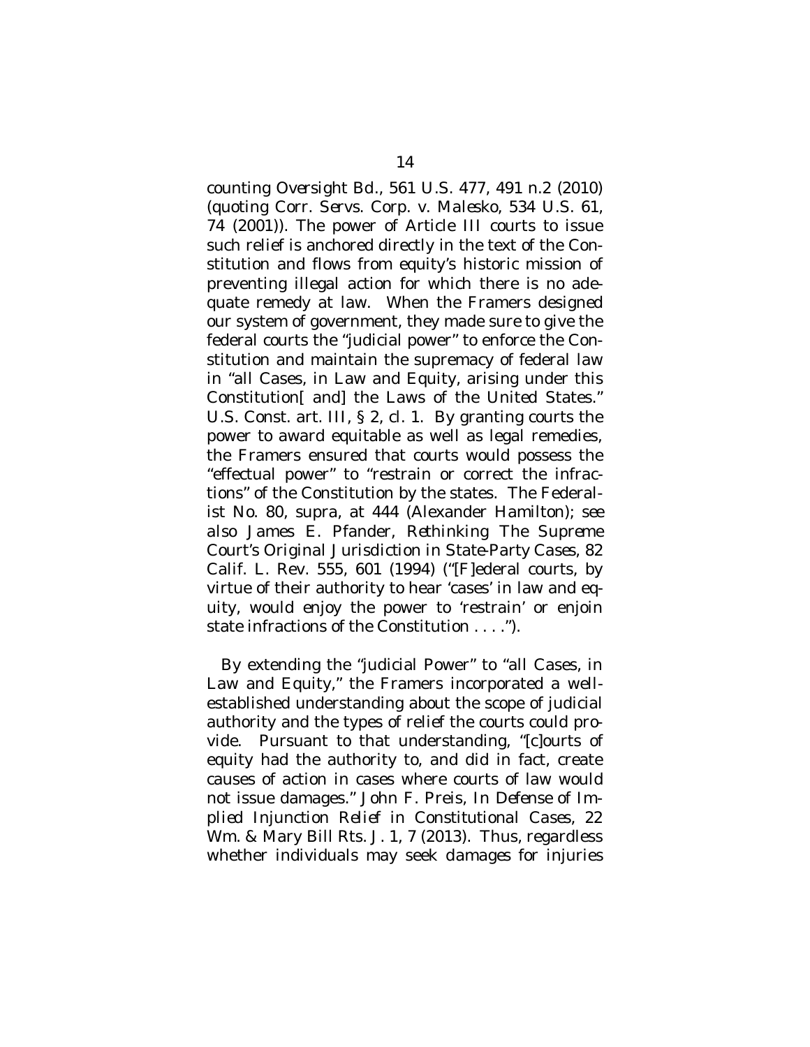counting *Oversight Bd.*, 561 U.S. 477, 491 n.2 (2010) (quoting *Corr. Servs. Corp.* v. *Malesko*, 534 U.S. 61, 74 (2001)). The power of Article III courts to issue such relief is anchored directly in the text of the Constitution and flows from equity's historic mission of preventing illegal action for which there is no adequate remedy at law. When the Framers designed our system of government, they made sure to give the federal courts the "judicial power" to enforce the Constitution and maintain the supremacy of federal law in "all Cases, in Law and Equity, arising under this Constitution[ and] the Laws of the United States." U.S. Const. art. III, § 2, cl. 1. By granting courts the power to award equitable as well as legal remedies, the Framers ensured that courts would possess the "effectual power" to "restrain or correct the infractions" of the Constitution by the states. The Federalist No. 80, *supra*, at 444 (Alexander Hamilton); *see also* James E. Pfander, *Rethinking The Supreme Court's Original Jurisdiction in State-Party Cases*, 82 Calif. L. Rev. 555, 601 (1994) ("[F]ederal courts, by virtue of their authority to hear 'cases' in law and equity, would enjoy the power to 'restrain' or enjoin state infractions of the Constitution . . . .").

By extending the "judicial Power" to "all Cases, in Law and Equity," the Framers incorporated a well-established understanding about the scope of judicial authority and the types of relief the courts could provide. Pursuant to that understanding, "[c]ourts of equity had the authority to, and did in fact, create causes of action in cases where courts of law would not issue damages." John F. Preis, *In Defense of Implied Injunction Relief in Constitutional Cases*, 22 Wm. & Mary Bill Rts. J. 1, 7 (2013). Thus, regardless whether individuals may seek damages for injuries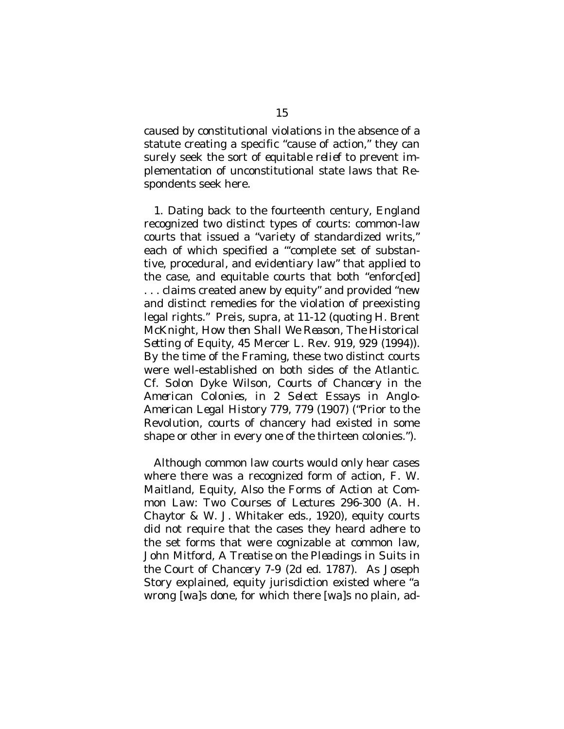caused by constitutional violations in the absence of a statute creating a specific "cause of action," they can surely seek the sort of *equitable relief* to prevent implementation of unconstitutional state laws that Respondents seek here.

1. Dating back to the fourteenth century, England recognized two distinct types of courts: common-law courts that issued a "variety of standardized writs," each of which specified a "'complete set of substantive, procedural, and evidentiary law" that applied to the case, and equitable courts that both "enforc[ed] . . . claims created anew by equity" and provided "new and distinct remedies for the violation of preexisting legal rights." Preis, *supra*, at 11-12 (quoting H. Brent McKnight, *How then Shall We Reason, The Historical Setting of Equity*, 45 Mercer L. Rev. 919, 929 (1994)). By the time of the Framing, these two distinct courts were well-established on both sides of the Atlantic. *Cf.* Solon Dyke Wilson, *Courts of Chancery in the American Colonies*, *in* 2 *Select Essays in Anglo-American Legal History* 779, 779 (1907) ("Prior to the Revolution, courts of chancery had existed in some shape or other in every one of the thirteen colonies.").

Although common law courts would only hear cases where there was a recognized form of action, F. W. Maitland, *Equity, Also the Forms of Action at Common Law: Two Courses of Lectures* 296-300 (A. H. Chaytor & W. J. Whitaker eds., 1920), equity courts did not require that the cases they heard adhere to the set forms that were cognizable at common law, John Mitford, *A Treatise on the Pleadings in Suits in the Court of Chancery* 7-9 (2d ed. 1787). As Joseph Story explained, equity jurisdiction existed where "a wrong [wa]s done, for which there [wa]s no plain, ad-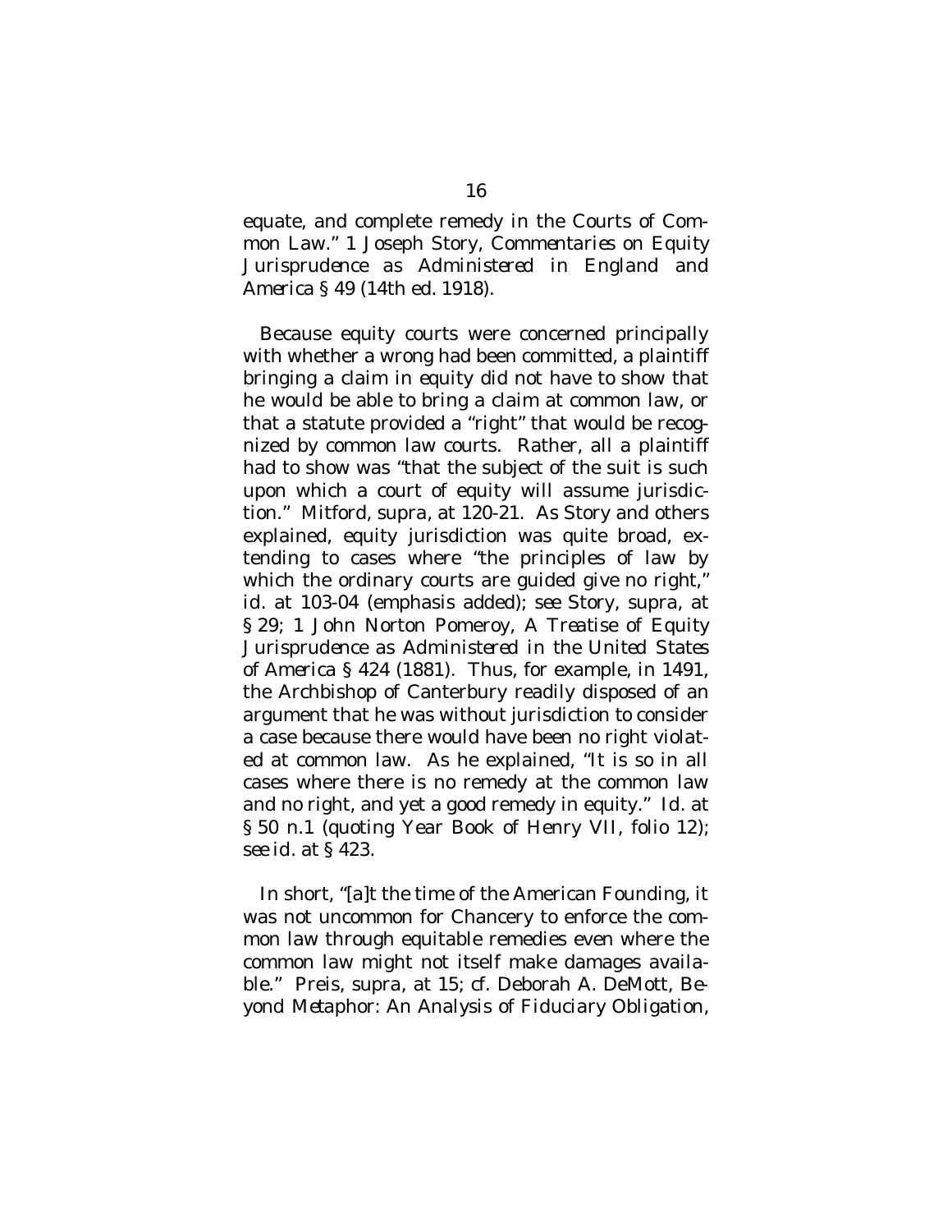equate, and complete remedy in the Courts of Common Law." 1 Joseph Story, *Commentaries on Equity Jurisprudence as Administered in England and America* § 49 (14th ed. 1918).

Because equity courts were concerned principally with whether a wrong had been committed, a plaintiff bringing a claim in equity did not have to show that he would be able to bring a claim at common law, or that a statute provided a "right" that would be recognized by common law courts. Rather, all a plaintiff had to show was "that the subject of the suit is such upon which a court of equity will assume jurisdiction." Mitford, *supra*, at 120-21. As Story and others explained, equity jurisdiction was quite broad, extending to cases where "the principles of law by which the ordinary courts are guided give no *right*," *id.* at 103-04 (emphasis added); *see* Story, *supra*, at § 29; 1 John Norton Pomeroy, *A Treatise of Equity Jurisprudence as Administered in the United States of America* § 424 (1881). Thus, for example, in 1491, the Archbishop of Canterbury readily disposed of an argument that he was without jurisdiction to consider a case because there would have been no right violated at common law. As he explained, "It is so in all cases where there is no remedy at the common law and no right, and yet a good remedy in equity." *Id.* at § 50 n.1 (quoting Year Book of Henry VII, folio 12); *see id.* at § 423.

In short, "[a]t the time of the American Founding, it was not uncommon for Chancery to enforce the common law through equitable remedies even where the common law might not itself make damages available." Preis, *supra*, at 15; *cf.* Deborah A. DeMott, *Beyond Metaphor: An Analysis of Fiduciary Obligation*,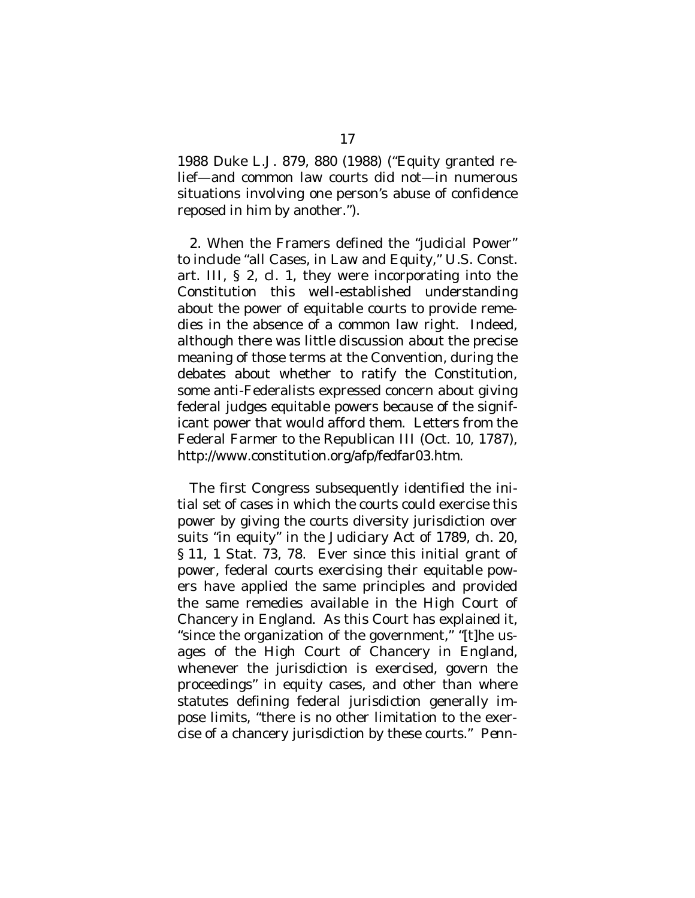1988 Duke L.J. 879, 880 (1988) ("Equity granted relief—and common law courts did not—in numerous situations involving one person's abuse of confidence reposed in him by another.").

2. When the Framers defined the "judicial Power" to include "all Cases, in Law and Equity," U.S. Const. art. III, § 2, cl. 1, they were incorporating into the Constitution this well-established understanding about the power of equitable courts to provide remedies in the absence of a common law right. Indeed, although there was little discussion about the precise meaning of those terms at the Convention, during the debates about whether to ratify the Constitution, some anti-Federalists expressed concern about giving federal judges equitable powers because of the significant power that would afford them. Letters from the Federal Farmer to the Republican III (Oct. 10, 1787), http://www.constitution.org/afp/fedfar03.htm.

The first Congress subsequently identified the initial set of cases in which the courts could exercise this power by giving the courts diversity jurisdiction over suits "in equity" in the Judiciary Act of 1789, ch. 20, § 11, 1 Stat. 73, 78. Ever since this initial grant of power, federal courts exercising their equitable powers have applied the same principles and provided the same remedies available in the High Court of Chancery in England. As this Court has explained it, "since the organization of the government," "[t]he usages of the High Court of Chancery in England, whenever the jurisdiction is exercised, govern the proceedings" in equity cases, and other than where statutes defining federal jurisdiction generally impose limits, "there is no other limitation to the exercise of a chancery jurisdiction by these courts." *Penn-*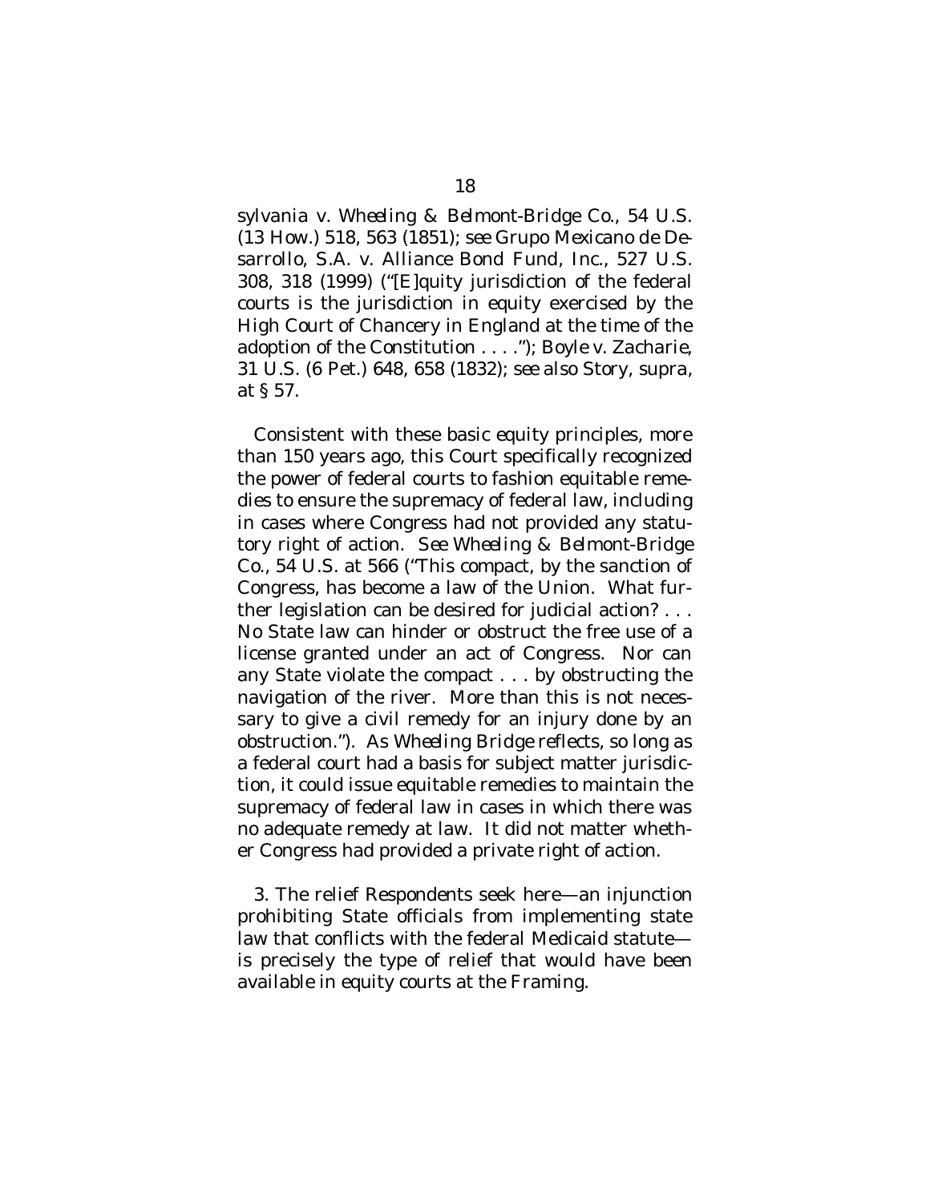sylvania v. Wheeling & Belmont-Bridge Co., 54 U.S. (13 How.) 518, 563 (1851); *see Grupo Mexicano de Desarrollo, S.A. v. Alliance Bond Fund, Inc.*, 527 U.S. 308, 318 (1999) ("[E]quity jurisdiction of the federal courts is the jurisdiction in equity exercised by the High Court of Chancery in England at the time of the adoption of the Constitution . . . ."); *Boyle v. Zacharie*, 31 U.S. (6 Pet.) 648, 658 (1832); *see also* Story, *supra*, at § 57.

Consistent with these basic equity principles, more than 150 years ago, this Court specifically recognized the power of federal courts to fashion equitable remedies to ensure the supremacy of federal law, including in cases where Congress had not provided any statutory right of action. *See Wheeling & Belmont-Bridge Co.*, 54 U.S. at 566 ("This compact, by the sanction of Congress, has become a law of the Union. What further legislation can be desired for judicial action? . . . No State law can hinder or obstruct the free use of a license granted under an act of Congress. Nor can any State violate the compact . . . by obstructing the navigation of the river. More than this is not necessary to give a civil remedy for an injury done by an obstruction."). As *Wheeling Bridge* reflects, so long as a federal court had a basis for subject matter jurisdiction, it could issue equitable remedies to maintain the supremacy of federal law in cases in which there was no adequate remedy at law. It did not matter whether Congress had provided a private right of action.

3. The relief Respondents seek here—an injunction prohibiting State officials from implementing state law that conflicts with the federal Medicaid statute—is precisely the type of relief that would have been available in equity courts at the Framing.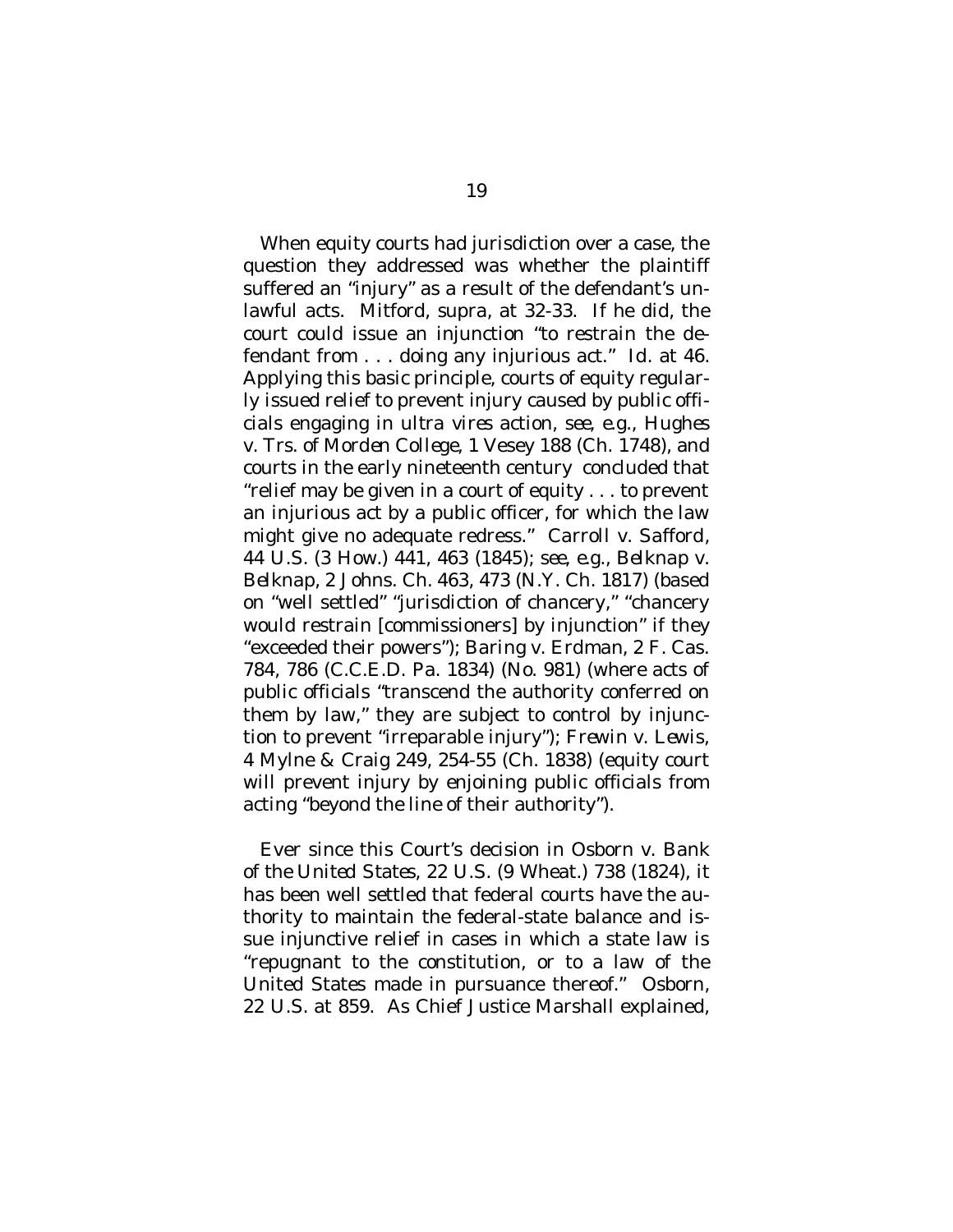When equity courts had jurisdiction over a case, the question they addressed was whether the plaintiff suffered an "injury" as a result of the defendant's unlawful acts. Mitford, *supra*, at 32-33. If he did, the court could issue an injunction "to restrain the defendant from . . . doing any injurious act." *Id.* at 46. Applying this basic principle, courts of equity regularly issued relief to prevent injury caused by public officials engaging in ultra vires action, *see, e.g.*, *Hughes v. Trs. of Morden College*, 1 Vesey 188 (Ch. 1748), and courts in the early nineteenth century concluded that "relief may be given in a court of equity . . . to prevent an injurious act by a public officer, for which the law might give no adequate redress." *Carroll v. Safford*, 44 U.S. (3 How.) 441, 463 (1845); *see, e.g.*, *Belknap v. Belknap*, 2 Johns. Ch. 463, 473 (N.Y. Ch. 1817) (based on "well settled" "jurisdiction of chancery," "chancery would restrain [commissioners] by injunction" if they "exceeded their powers"); *Baring v. Erdman*, 2 F. Cas. 784, 786 (C.C.E.D. Pa. 1834) (No. 981) (where acts of public officials "transcend the authority conferred on them by law," they are subject to control by injunction to prevent "irreparable injury"); *Frewin v. Lewis*, 4 Mylne & Craig 249, 254-55 (Ch. 1838) (equity court will prevent injury by enjoining public officials from acting "beyond the line of their authority").

Ever since this Court's decision in *Osborn v. Bank of the United States*, 22 U.S. (9 Wheat.) 738 (1824), it has been well settled that federal courts have the authority to maintain the federal-state balance and issue injunctive relief in cases in which a state law is "repugnant to the constitution, or to a law of the United States made in pursuance thereof." *Osborn*, 22 U.S. at 859. As Chief Justice Marshall explained,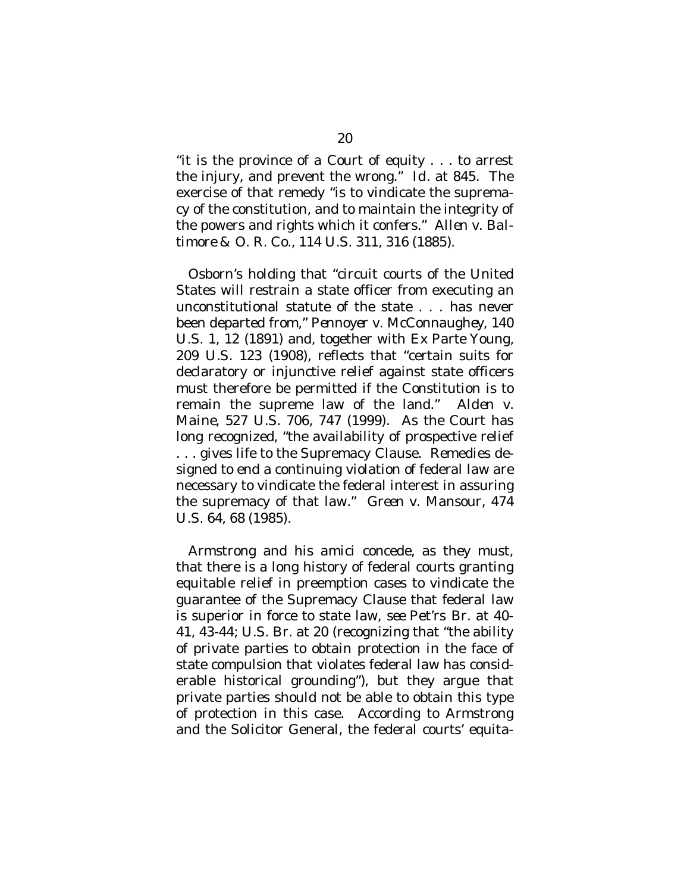"it is the province of a Court of equity . . . to arrest the injury, and prevent the wrong." *Id.* at 845. The exercise of that remedy "is to vindicate the supremacy of the constitution, and to maintain the integrity of the powers and rights which it confers." *Allen v. Baltimore & O. R. Co.*, 114 U.S. 311, 316 (1885).

Osborn's holding that "circuit courts of the United States will restrain a state officer from executing an unconstitutional statute of the state . . . has never been departed from," *Pennoyer v. McConnaughey*, 140 U.S. 1, 12 (1891) and, together with *Ex Parte Young*, 209 U.S. 123 (1908), reflects that "certain suits for declaratory or injunctive relief against state officers must therefore be permitted if the Constitution is to remain the supreme law of the land." *Alden v. Maine*, 527 U.S. 706, 747 (1999). As the Court has long recognized, "the availability of prospective relief . . . gives life to the Supremacy Clause. Remedies designed to end a continuing violation of federal law are necessary to vindicate the federal interest in assuring the supremacy of that law." *Green v. Mansour*, 474 U.S. 64, 68 (1985).

Armstrong and his amici concede, as they must, that there is a long history of federal courts granting equitable relief in preemption cases to vindicate the guarantee of the Supremacy Clause that federal law is superior in force to state law, *see* Pet'rs Br. at 40-41, 43-44; U.S. Br. at 20 (recognizing that "the ability of private parties to obtain protection in the face of state compulsion that violates federal law has considerable historical grounding"), but they argue that private parties should not be able to obtain this type of protection in this case. According to Armstrong and the Solicitor General, the federal courts' equita-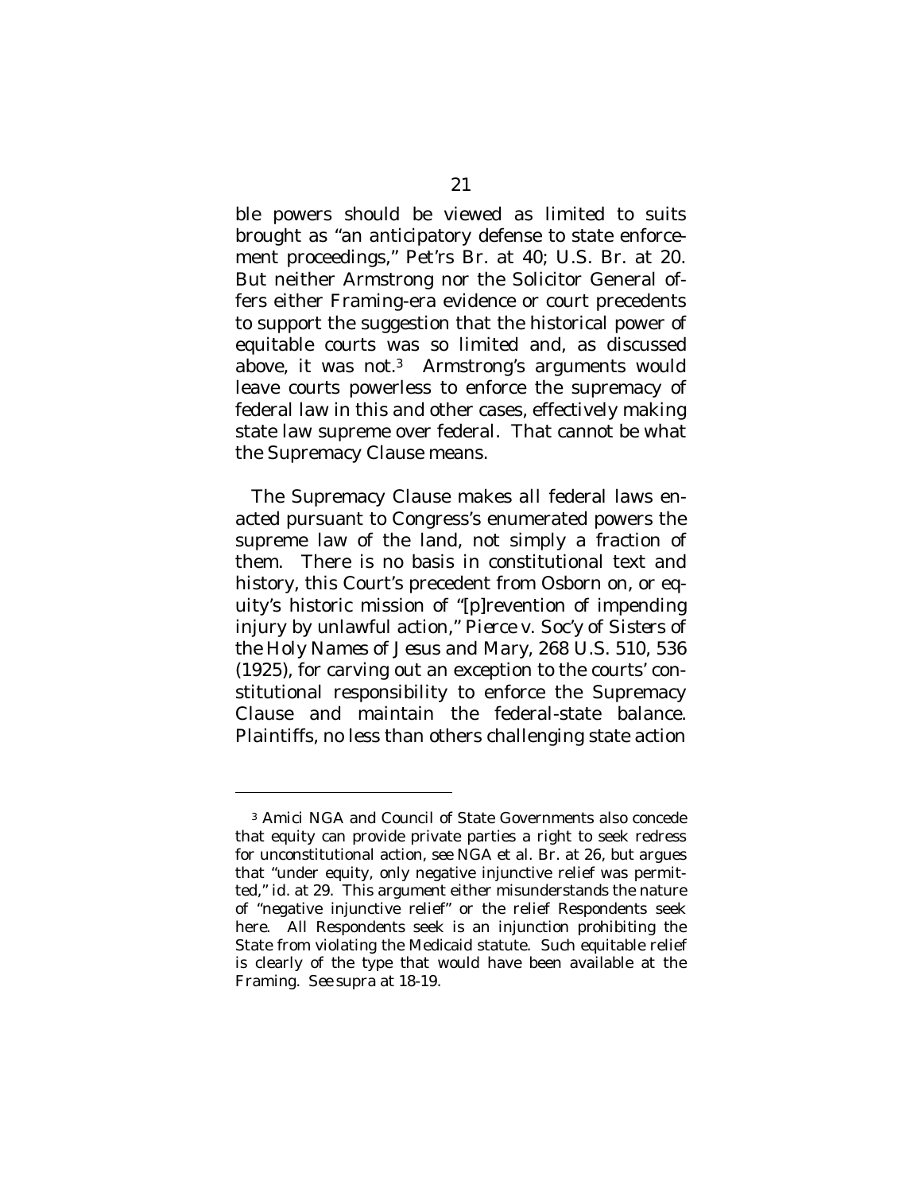ble powers should be viewed as limited to suits brought as "an anticipatory defense to state enforcement proceedings," Pet'rs Br. at 40; U.S. Br. at 20. But neither Armstrong nor the Solicitor General offers either Framing-era evidence or court precedents to support the suggestion that the historical power of equitable courts was so limited and, as discussed above, it was not.[3] Armstrong's arguments would leave courts powerless to enforce the supremacy of federal law in this and other cases, effectively making state law supreme over federal. That cannot be what the Supremacy Clause means.

The Supremacy Clause makes all federal laws enacted pursuant to Congress's enumerated powers the supreme law of the land, not simply a fraction of them. There is no basis in constitutional text and history, this Court's precedent from Osborn on, or equity's historic mission of "[p]revention of impending injury by unlawful action," *Pierce v. Soc'y of Sisters of the Holy Names of Jesus and Mary*, 268 U.S. 510, 536 (1925), for carving out an exception to the courts' constitutional responsibility to enforce the Supremacy Clause and maintain the federal-state balance. Plaintiffs, no less than others challenging state action

[3] Amici NGA and Council of State Governments also concede that equity can provide private parties a right to seek redress for unconstitutional action, see NGA et al. Br. at 26, but argues that "under equity, only negative injunctive relief was permitted," *id.* at 29. This argument either misunderstands the nature of "negative injunctive relief" or the relief Respondents seek here. All Respondents seek is an injunction prohibiting the State from violating the Medicaid statute. Such equitable relief is clearly of the type that would have been available at the Framing. *See supra* at 18-19.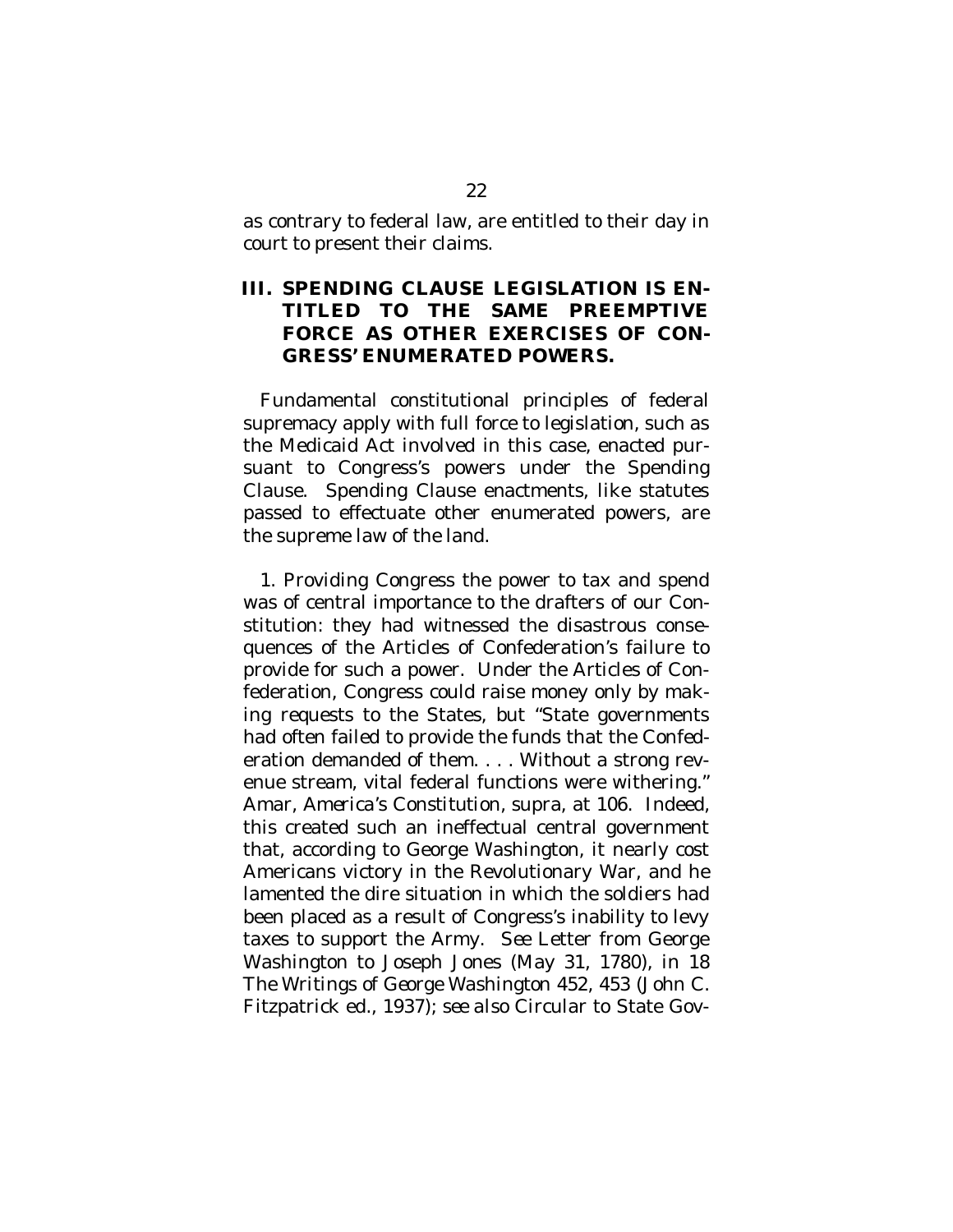as contrary to federal law, are entitled to their day in court to present their claims.

## III. SPENDING CLAUSE LEGISLATION IS ENTITLED TO THE SAME PREEMPTIVE FORCE AS OTHER EXERCISES OF CONGRESS' ENUMERATED POWERS.

Fundamental constitutional principles of federal supremacy apply with full force to legislation, such as the Medicaid Act involved in this case, enacted pursuant to Congress's powers under the Spending Clause. Spending Clause enactments, like statutes passed to effectuate other enumerated powers, are the supreme law of the land.

1. Providing Congress the power to tax and spend was of central importance to the drafters of our Constitution: they had witnessed the disastrous consequences of the Articles of Confederation's failure to provide for such a power. Under the Articles of Confederation, Congress could raise money only by making requests to the States, but "State governments had often failed to provide the funds that the Confederation demanded of them. . . . Without a strong revenue stream, vital federal functions were withering." Amar, *America's Constitution*, *supra*, at 106. Indeed, this created such an ineffectual central government that, according to George Washington, it nearly cost Americans victory in the Revolutionary War, and he lamented the dire situation in which the soldiers had been placed as a result of Congress's inability to levy taxes to support the Army. *See* Letter from George Washington to Joseph Jones (May 31, 1780), *in* 18 *The Writings of George Washington* 452, 453 (John C. Fitzpatrick ed., 1937); *see also* Circular to State Gov-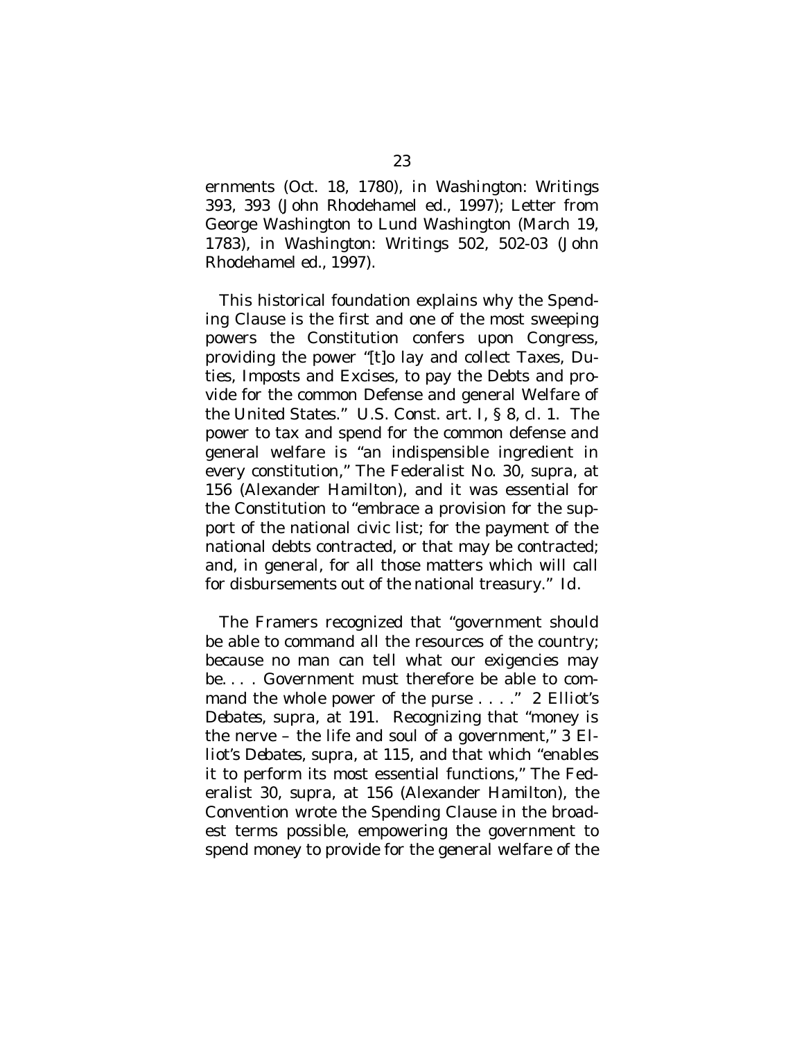ernments (Oct. 18, 1780), in *Washington: Writings* 393, 393 (John Rhodehamel ed., 1997); Letter from George Washington to Lund Washington (March 19, 1783), in *Washington: Writings* 502, 502-03 (John Rhodehamel ed., 1997).

This historical foundation explains why the Spending Clause is the first and one of the most sweeping powers the Constitution confers upon Congress, providing the power "[t]o lay and collect Taxes, Duties, Imposts and Excises, to pay the Debts and provide for the common Defense and general Welfare of the United States." U.S. Const. art. I, § 8, cl. 1. The power to tax and spend for the common defense and general welfare is "an indispensible ingredient in every constitution," The Federalist No. 30, *supra*, at 156 (Alexander Hamilton), and it was essential for the Constitution to "embrace a provision for the support of the national civic list; for the payment of the national debts contracted, or that may be contracted; and, in general, for all those matters which will call for disbursements out of the national treasury." *Id.*

The Framers recognized that "government should be able to command all the resources of the country; because no man can tell what our exigencies may be. . . . Government must therefore be able to command the whole power of the purse . . . ." 2 *Elliot's Debates*, *supra*, at 191. Recognizing that "money is the nerve – the life and soul of a government," 3 *Elliot's Debates*, *supra*, at 115, and that which "enables it to perform its most essential functions," The Federalist 30, *supra*, at 156 (Alexander Hamilton), the Convention wrote the Spending Clause in the broadest terms possible, empowering the government to spend money to provide for the general welfare of the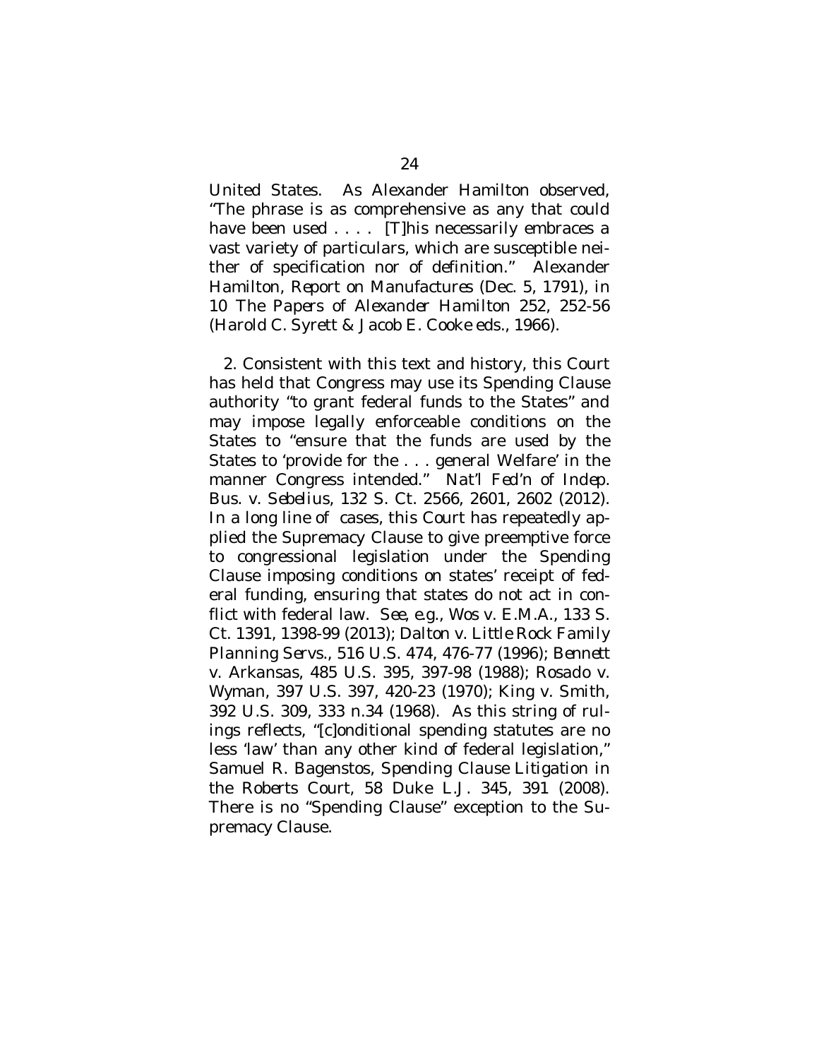United States. As Alexander Hamilton observed, "The phrase is as comprehensive as any that could have been used . . . . [T]his necessarily embraces a vast variety of particulars, which are susceptible neither of specification nor of definition." Alexander Hamilton, *Report on Manufactures* (Dec. 5, 1791), *in* 10 *The Papers of Alexander Hamilton* 252, 252-56 (Harold C. Syrett & Jacob E. Cooke eds., 1966).

2. Consistent with this text and history, this Court has held that Congress may use its Spending Clause authority "to grant federal funds to the States" and may impose legally enforceable conditions on the States to "ensure that the funds are used by the States to 'provide for the . . . general Welfare' in the manner Congress intended." *Nat'l Fed'n of Indep. Bus.* v. *Sebelius*, 132 S. Ct. 2566, 2601, 2602 (2012). In a long line of cases, this Court has repeatedly applied the Supremacy Clause to give preemptive force to congressional legislation under the Spending Clause imposing conditions on states' receipt of federal funding, ensuring that states do not act in conflict with federal law. *See, e.g.*, *Wos* v. *E.M.A.*, 133 S. Ct. 1391, 1398-99 (2013); *Dalton* v. *Little Rock Family Planning Servs.*, 516 U.S. 474, 476-77 (1996); *Bennett* v. *Arkansas*, 485 U.S. 395, 397-98 (1988); *Rosado* v. *Wyman*, 397 U.S. 397, 420-23 (1970); *King* v. *Smith*, 392 U.S. 309, 333 n.34 (1968). As this string of rulings reflects, "[c]onditional spending statutes are no less 'law' than any other kind of federal legislation," Samuel R. Bagenstos, *Spending Clause Litigation in the Roberts Court*, 58 Duke L.J. 345, 391 (2008). There is no "Spending Clause" exception to the Supremacy Clause.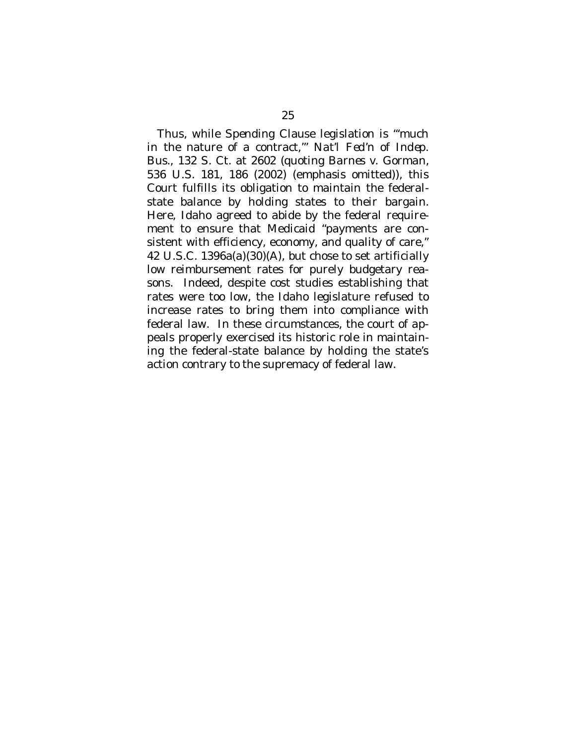Thus, while Spending Clause legislation is "'much in the nature of a contract,'" *Nat'l Fed'n of Indep. Bus.*, 132 S. Ct. at 2602 (quoting *Barnes* v. *Gorman*, 536 U.S. 181, 186 (2002) (emphasis omitted)), this Court fulfills its obligation to maintain the federal-state balance by holding states to their bargain. Here, Idaho agreed to abide by the federal requirement to ensure that Medicaid "payments are consistent with efficiency, economy, and quality of care," 42 U.S.C. 1396a(a)(30)(A), but chose to set artificially low reimbursement rates for purely budgetary reasons. Indeed, despite cost studies establishing that rates were too low, the Idaho legislature refused to increase rates to bring them into compliance with federal law. In these circumstances, the court of appeals properly exercised its historic role in maintaining the federal-state balance by holding the state's action contrary to the supremacy of federal law.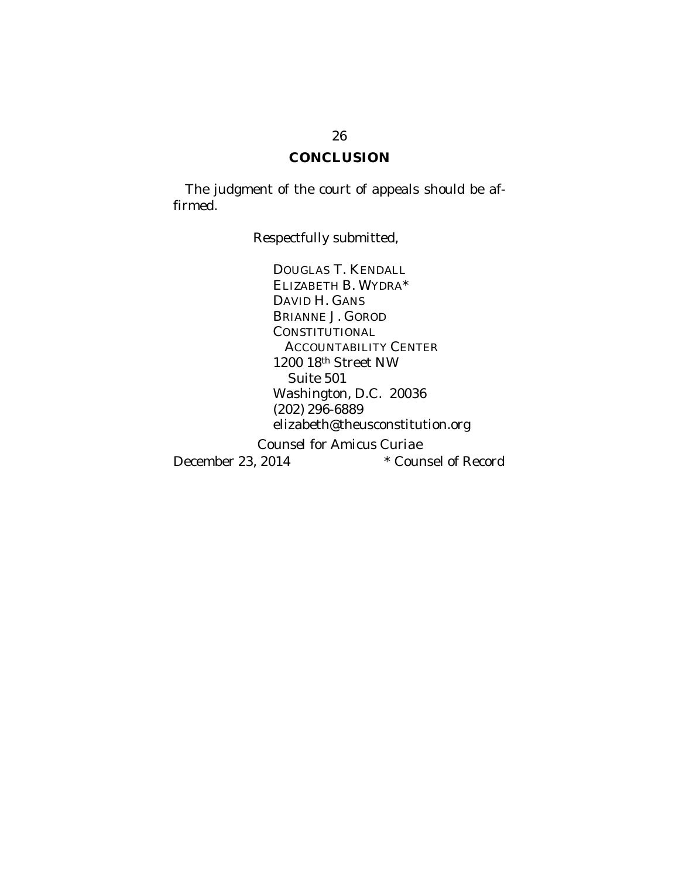## CONCLUSION

The judgment of the court of appeals should be affirmed.

Respectfully submitted,

DOUGLAS T. KENDALL
ELIZABETH B. WYDRA*
DAVID H. GANS
BRIANNE J. GOROD
CONSTITUTIONAL
ACCOUNTABILITY CENTER
1200 18th Street NW
Suite 501
Washington, D.C. 20036
(202) 296-6889
elizabeth@theusconstitution.org

*Counsel for Amicus Curiae*

December 23, 2014 * Counsel of Record